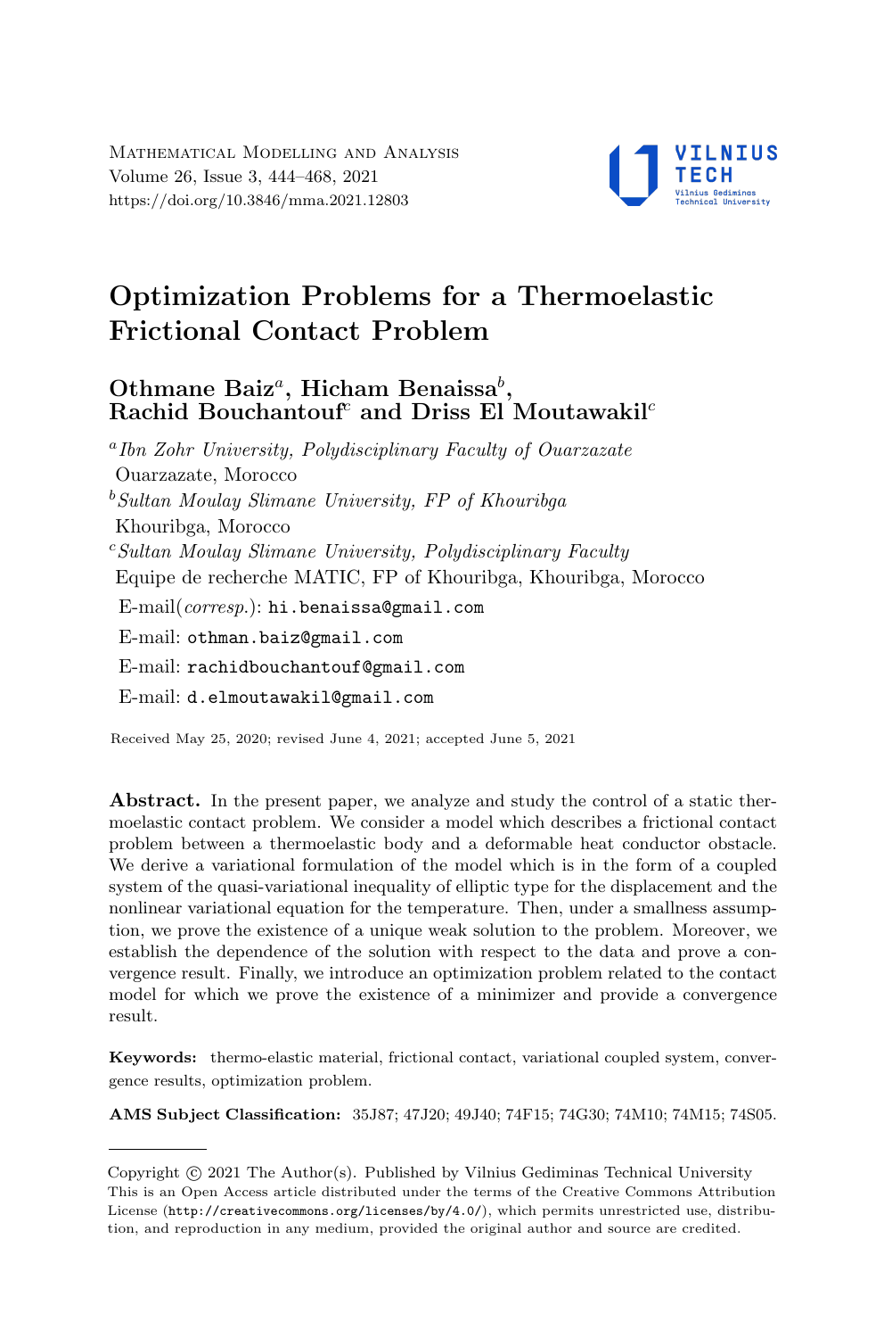# Optimization Problems for a Thermoelastic Frictional Contact Problem

**Othmane Baiz[a], Hicham Benaissa[b], Rachid Bouchantouf[c] and Driss El Moutawakil[c]**

[a] *Ibn Zohr University, Polydisciplinary Faculty of Ouarzazate*
Ouarzazate, Morocco

[b] *Sultan Moulay Slimane University, FP of Khouribga*
Khouribga, Morocco

[c] *Sultan Moulay Slimane University, Polydisciplinary Faculty*
Equipe de recherche MATIC, FP of Khouribga, Khouribga, Morocco

E-mail(*corresp.*): hi.benaissa@gmail.com

E-mail: othman.baiz@gmail.com

E-mail: rachidbouchantouf@gmail.com

E-mail: d.elmoutawakil@gmail.com

Received May 25, 2020; revised June 4, 2021; accepted June 5, 2021

**Abstract.** In the present paper, we analyze and study the control of a static thermoelastic contact problem. We consider a model which describes a frictional contact problem between a thermoelastic body and a deformable heat conductor obstacle. We derive a variational formulation of the model which is in the form of a coupled system of the quasi-variational inequality of elliptic type for the displacement and the nonlinear variational equation for the temperature. Then, under a smallness assumption, we prove the existence of a unique weak solution to the problem. Moreover, we establish the dependence of the solution with respect to the data and prove a convergence result. Finally, we introduce an optimization problem related to the contact model for which we prove the existence of a minimizer and provide a convergence result.

**Keywords:** thermo-elastic material, frictional contact, variational coupled system, convergence results, optimization problem.

**AMS Subject Classification:** 35J87; 47J20; 49J40; 74F15; 74G30; 74M10; 74M15; 74S05.

---

Copyright © 2021 The Author(s). Published by Vilnius Gediminas Technical University
This is an Open Access article distributed under the terms of the Creative Commons Attribution License (http://creativecommons.org/licenses/by/4.0/), which permits unrestricted use, distribution, and reproduction in any medium, provided the original author and source are credited.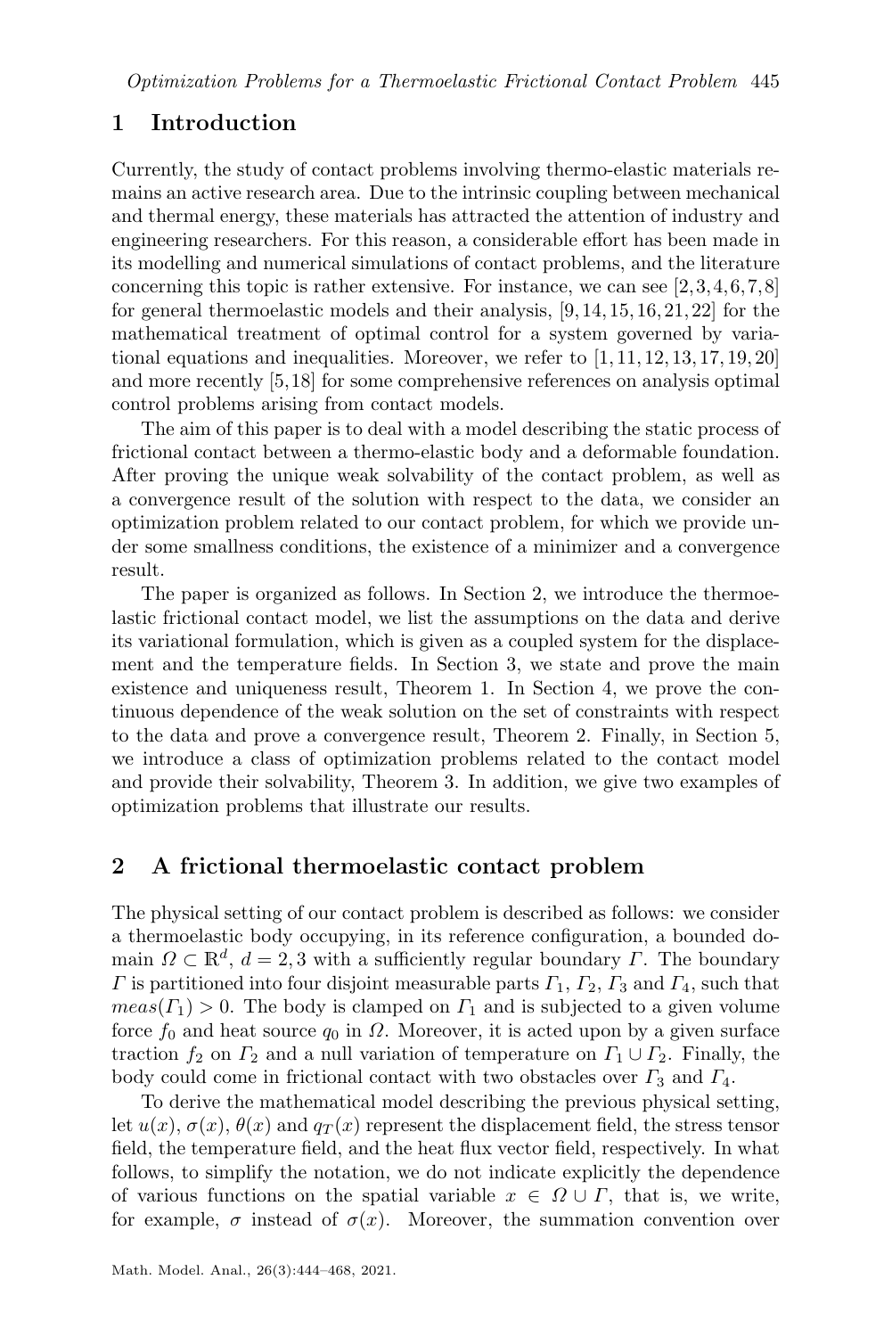## 1 Introduction

Currently, the study of contact problems involving thermo-elastic materials remains an active research area. Due to the intrinsic coupling between mechanical and thermal energy, these materials has attracted the attention of industry and engineering researchers. For this reason, a considerable effort has been made in its modelling and numerical simulations of contact problems, and the literature concerning this topic is rather extensive. For instance, we can see [2,3,4,6,7,8] for general thermoelastic models and their analysis, [9,14,15,16,21,22] for the mathematical treatment of optimal control for a system governed by variational equations and inequalities. Moreover, we refer to [1,11,12,13,17,19,20] and more recently [5,18] for some comprehensive references on analysis optimal control problems arising from contact models.

The aim of this paper is to deal with a model describing the static process of frictional contact between a thermo-elastic body and a deformable foundation. After proving the unique weak solvability of the contact problem, as well as a convergence result of the solution with respect to the data, we consider an optimization problem related to our contact problem, for which we provide under some smallness conditions, the existence of a minimizer and a convergence result.

The paper is organized as follows. In Section 2, we introduce the thermoelastic frictional contact model, we list the assumptions on the data and derive its variational formulation, which is given as a coupled system for the displacement and the temperature fields. In Section 3, we state and prove the main existence and uniqueness result, Theorem 1. In Section 4, we prove the continuous dependence of the weak solution on the set of constraints with respect to the data and prove a convergence result, Theorem 2. Finally, in Section 5, we introduce a class of optimization problems related to the contact model and provide their solvability, Theorem 3. In addition, we give two examples of optimization problems that illustrate our results.

## 2 A frictional thermoelastic contact problem

The physical setting of our contact problem is described as follows: we consider a thermoelastic body occupying, in its reference configuration, a bounded domain $\Omega \subset \mathbb{R}^d$, $d = 2, 3$ with a sufficiently regular boundary $\Gamma$. The boundary $\Gamma$ is partitioned into four disjoint measurable parts $\Gamma_1$, $\Gamma_2$, $\Gamma_3$ and $\Gamma_4$, such that $meas(\Gamma_1) > 0$. The body is clamped on $\Gamma_1$ and is subjected to a given volume force $f_0$ and heat source $q_0$ in $\Omega$. Moreover, it is acted upon by a given surface traction $f_2$ on $\Gamma_2$ and a null variation of temperature on $\Gamma_1 \cup \Gamma_2$. Finally, the body could come in frictional contact with two obstacles over $\Gamma_3$ and $\Gamma_4$.

To derive the mathematical model describing the previous physical setting, let $u(x)$, $\sigma(x)$, $\theta(x)$ and $q_T(x)$ represent the displacement field, the stress tensor field, the temperature field, and the heat flux vector field, respectively. In what follows, to simplify the notation, we do not indicate explicitly the dependence of various functions on the spatial variable $x \in \Omega \cup \Gamma$, that is, we write, for example, $\sigma$ instead of $\sigma(x)$. Moreover, the summation convention over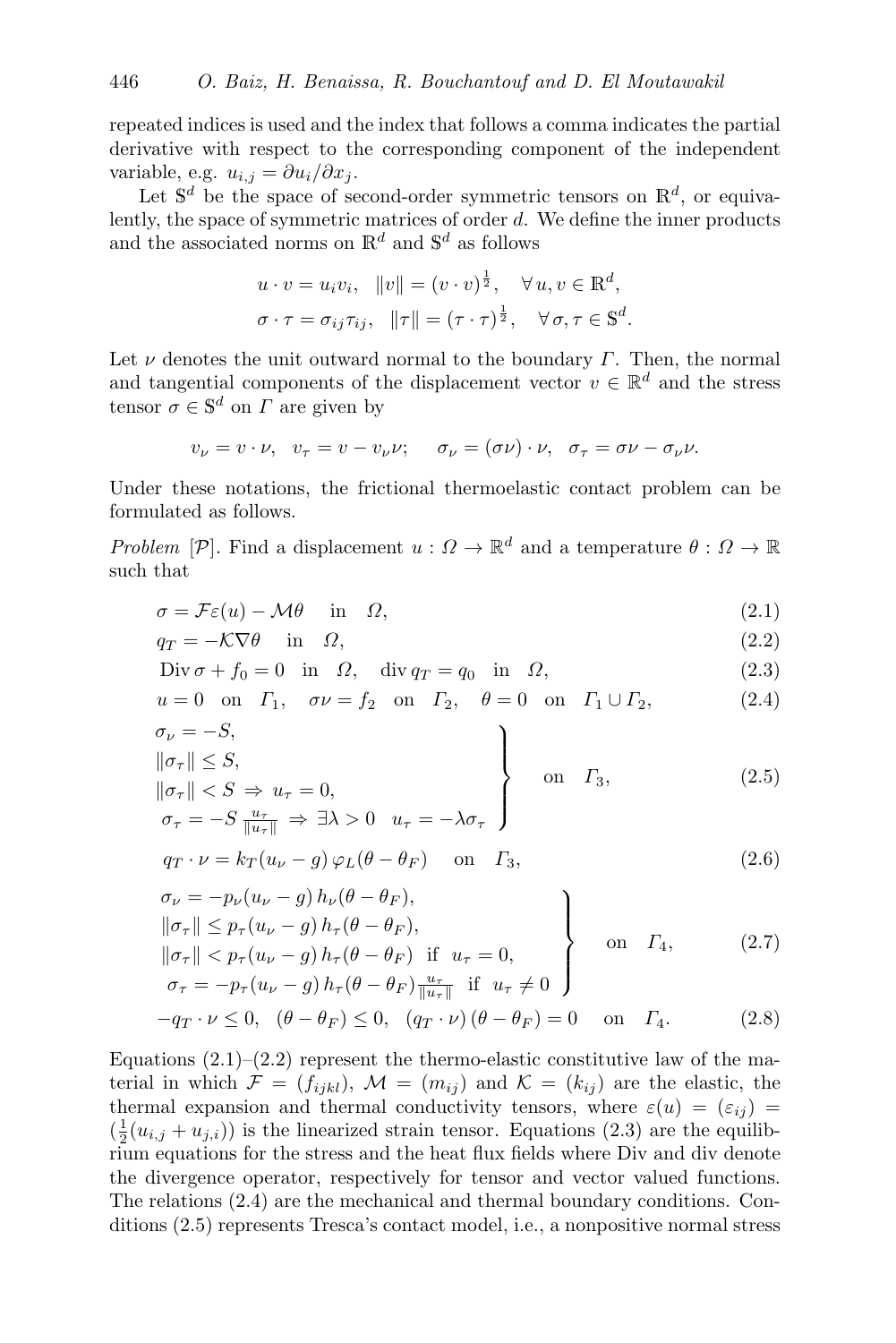repeated indices is used and the index that follows a comma indicates the partial derivative with respect to the corresponding component of the independent variable, e.g. $u_{i,j} = \partial u_i/\partial x_j$.

Let $\mathbb{S}^d$ be the space of second-order symmetric tensors on $\mathbb{R}^d$, or equivalently, the space of symmetric matrices of order $d$. We define the inner products and the associated norms on $\mathbb{R}^d$ and $\mathbb{S}^d$ as follows

$$u \cdot v = u_i v_i, \quad \|v\| = (v \cdot v)^{\frac{1}{2}}, \quad \forall\, u, v \in \mathbb{R}^d,$$
$$\sigma \cdot \tau = \sigma_{ij}\tau_{ij}, \quad \|\tau\| = (\tau \cdot \tau)^{\frac{1}{2}}, \quad \forall\, \sigma, \tau \in \mathbb{S}^d.$$

Let $\nu$ denotes the unit outward normal to the boundary $\Gamma$. Then, the normal and tangential components of the displacement vector $v \in \mathbb{R}^d$ and the stress tensor $\sigma \in \mathbb{S}^d$ on $\Gamma$ are given by

$$v_\nu = v \cdot \nu, \quad v_\tau = v - v_\nu \nu; \qquad \sigma_\nu = (\sigma\nu) \cdot \nu, \quad \sigma_\tau = \sigma\nu - \sigma_\nu \nu.$$

Under these notations, the frictional thermoelastic contact problem can be formulated as follows.

*Problem* $[\mathcal{P}]$. Find a displacement $u : \Omega \to \mathbb{R}^d$ and a temperature $\theta : \Omega \to \mathbb{R}$ such that

$$\sigma = \mathcal{F}\varepsilon(u) - \mathcal{M}\theta \quad \text{in} \quad \Omega, \tag{2.1}$$

$$q_T = -\mathcal{K}\nabla\theta \quad \text{in} \quad \Omega, \tag{2.2}$$

$$\operatorname{Div}\sigma + f_0 = 0 \quad \text{in} \quad \Omega, \quad \operatorname{div} q_T = q_0 \quad \text{in} \quad \Omega, \tag{2.3}$$

$$u = 0 \quad \text{on} \quad \Gamma_1, \quad \sigma\nu = f_2 \quad \text{on} \quad \Gamma_2, \quad \theta = 0 \quad \text{on} \quad \Gamma_1 \cup \Gamma_2, \tag{2.4}$$

$$\left.\begin{aligned}
&\sigma_\nu = -S,\\
&\|\sigma_\tau\| \le S,\\
&\|\sigma_\tau\| < S \;\Rightarrow\; u_\tau = 0,\\
&\sigma_\tau = -S\,\tfrac{u_\tau}{\|u_\tau\|} \;\Rightarrow\; \exists\lambda > 0 \quad u_\tau = -\lambda\sigma_\tau
\end{aligned}\right\} \quad \text{on} \quad \Gamma_3, \tag{2.5}$$

$$q_T \cdot \nu = k_T(u_\nu - g)\,\varphi_L(\theta - \theta_F) \quad \text{on} \quad \Gamma_3, \tag{2.6}$$

$$\left.\begin{aligned}
&\sigma_\nu = -p_\nu(u_\nu - g)\,h_\nu(\theta - \theta_F),\\
&\|\sigma_\tau\| \le p_\tau(u_\nu - g)\,h_\tau(\theta - \theta_F),\\
&\|\sigma_\tau\| < p_\tau(u_\nu - g)\,h_\tau(\theta - \theta_F) \;\text{ if }\; u_\tau = 0,\\
&\sigma_\tau = -p_\tau(u_\nu - g)\,h_\tau(\theta - \theta_F)\tfrac{u_\tau}{\|u_\tau\|} \;\text{ if }\; u_\tau \neq 0
\end{aligned}\right\} \quad \text{on} \quad \Gamma_4, \tag{2.7}$$

$$-q_T \cdot \nu \le 0, \quad (\theta - \theta_F) \le 0, \quad (q_T \cdot \nu)\,(\theta - \theta_F) = 0 \quad \text{on} \quad \Gamma_4. \tag{2.8}$$

Equations (2.1)–(2.2) represent the thermo-elastic constitutive law of the material in which $\mathcal{F} = (f_{ijkl})$, $\mathcal{M} = (m_{ij})$ and $\mathcal{K} = (k_{ij})$ are the elastic, the thermal expansion and thermal conductivity tensors, where $\varepsilon(u) = (\varepsilon_{ij}) = (\frac{1}{2}(u_{i,j} + u_{j,i}))$ is the linearized strain tensor. Equations (2.3) are the equilibrium equations for the stress and the heat flux fields where Div and div denote the divergence operator, respectively for tensor and vector valued functions. The relations (2.4) are the mechanical and thermal boundary conditions. Conditions (2.5) represents Tresca's contact model, i.e., a nonpositive normal stress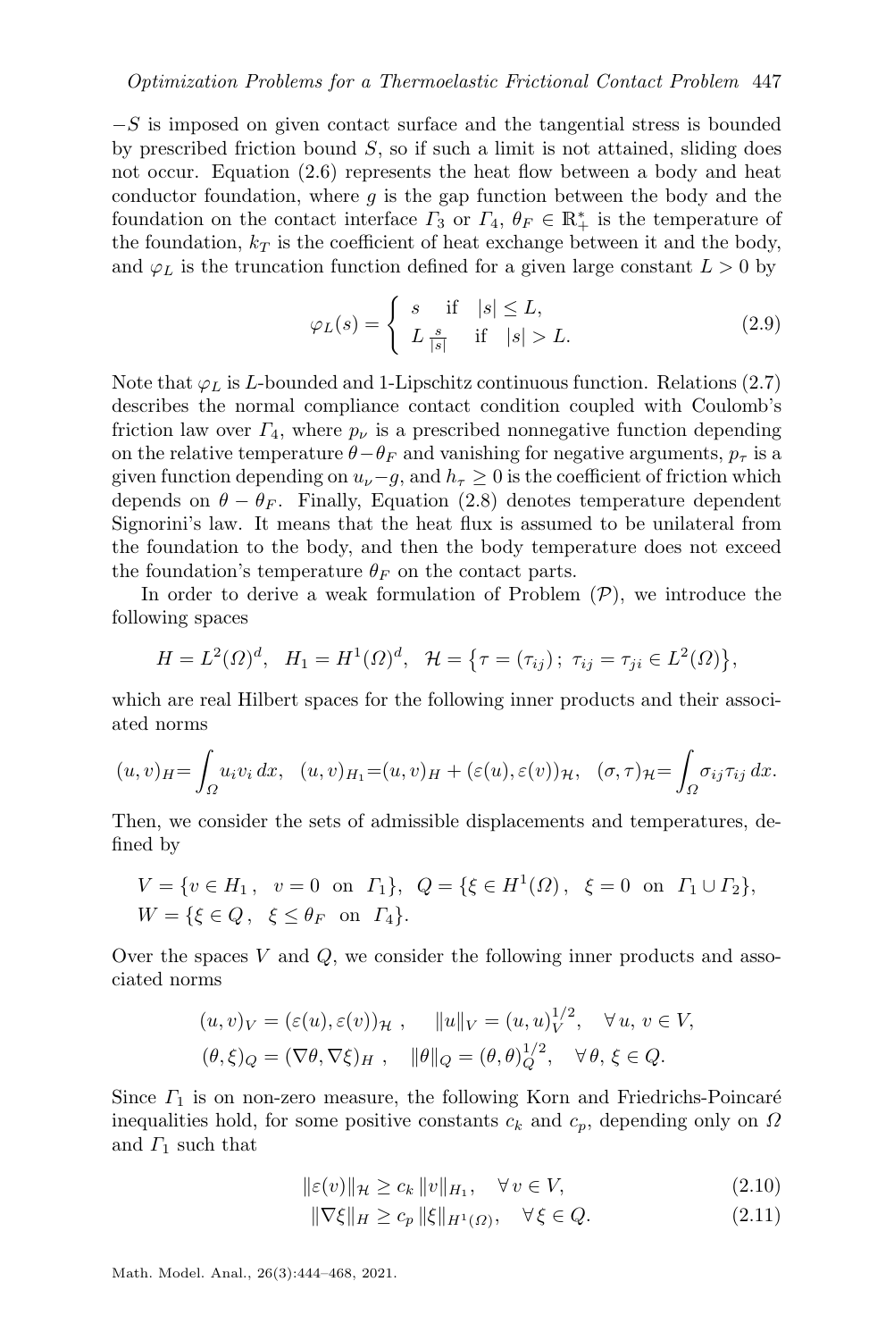$-S$ is imposed on given contact surface and the tangential stress is bounded by prescribed friction bound $S$, so if such a limit is not attained, sliding does not occur. Equation (2.6) represents the heat flow between a body and heat conductor foundation, where $g$ is the gap function between the body and the foundation on the contact interface $\Gamma_3$ or $\Gamma_4$, $\theta_F \in \mathbb{R}_+^*$ is the temperature of the foundation, $k_T$ is the coefficient of heat exchange between it and the body, and $\varphi_L$ is the truncation function defined for a given large constant $L > 0$ by

$$\varphi_L(s) = \begin{cases} s & \text{if} \quad |s| \leq L, \\ L \frac{s}{|s|} & \text{if} \quad |s| > L. \end{cases} \tag{2.9}$$

Note that $\varphi_L$ is $L$-bounded and 1-Lipschitz continuous function. Relations (2.7) describes the normal compliance contact condition coupled with Coulomb's friction law over $\Gamma_4$, where $p_\nu$ is a prescribed nonnegative function depending on the relative temperature $\theta - \theta_F$ and vanishing for negative arguments, $p_\tau$ is a given function depending on $u_\nu - g$, and $h_\tau \geq 0$ is the coefficient of friction which depends on $\theta - \theta_F$. Finally, Equation (2.8) denotes temperature dependent Signorini's law. It means that the heat flux is assumed to be unilateral from the foundation to the body, and then the body temperature does not exceed the foundation's temperature $\theta_F$ on the contact parts.

In order to derive a weak formulation of Problem $(\mathcal{P})$, we introduce the following spaces

$$H = L^2(\Omega)^d, \quad H_1 = H^1(\Omega)^d, \quad \mathcal{H} = \left\{\tau = (\tau_{ij})\,;\ \tau_{ij} = \tau_{ji} \in L^2(\Omega)\right\},$$

which are real Hilbert spaces for the following inner products and their associated norms

$$(u, v)_H = \int_\Omega u_i v_i \, dx, \quad (u, v)_{H_1} = (u, v)_H + (\varepsilon(u), \varepsilon(v))_{\mathcal{H}}, \quad (\sigma, \tau)_{\mathcal{H}} = \int_\Omega \sigma_{ij} \tau_{ij} \, dx.$$

Then, we consider the sets of admissible displacements and temperatures, defined by

$$V = \{v \in H_1\,, \quad v = 0 \quad \text{on} \quad \Gamma_1\}, \quad Q = \{\xi \in H^1(\Omega)\,, \quad \xi = 0 \quad \text{on} \quad \Gamma_1 \cup \Gamma_2\},$$
$$W = \{\xi \in Q\,, \quad \xi \leq \theta_F \quad \text{on} \quad \Gamma_4\}.$$

Over the spaces $V$ and $Q$, we consider the following inner products and associated norms

$$(u, v)_V = (\varepsilon(u), \varepsilon(v))_{\mathcal{H}}\,, \qquad \|u\|_V = (u, u)_V^{1/2}, \quad \forall\, u,\, v \in V,$$
$$(\theta, \xi)_Q = (\nabla\theta, \nabla\xi)_H\,, \quad \|\theta\|_Q = (\theta, \theta)_Q^{1/2}, \quad \forall\, \theta,\, \xi \in Q.$$

Since $\Gamma_1$ is on non-zero measure, the following Korn and Friedrichs-Poincaré inequalities hold, for some positive constants $c_k$ and $c_p$, depending only on $\Omega$ and $\Gamma_1$ such that

$$\|\varepsilon(v)\|_{\mathcal{H}} \geq c_k \, \|v\|_{H_1}, \quad \forall\, v \in V, \tag{2.10}$$

$$\|\nabla\xi\|_H \geq c_p \, \|\xi\|_{H^1(\Omega)}, \quad \forall\, \xi \in Q. \tag{2.11}$$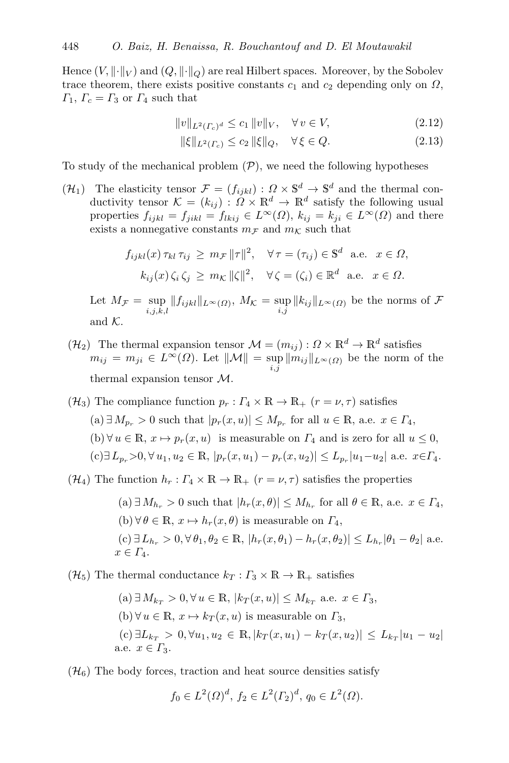Hence $(V, \|\cdot\|_V)$ and $(Q, \|\cdot\|_Q)$ are real Hilbert spaces. Moreover, by the Sobolev trace theorem, there exists positive constants $c_1$ and $c_2$ depending only on $\Omega$, $\Gamma_1$, $\Gamma_c = \Gamma_3$ or $\Gamma_4$ such that

$$\|v\|_{L^2(\Gamma_c)^d} \leq c_1 \|v\|_V, \quad \forall\, v \in V, \tag{2.12}$$

$$\|\xi\|_{L^2(\Gamma_c)} \leq c_2 \|\xi\|_Q, \quad \forall\, \xi \in Q. \tag{2.13}$$

To study of the mechanical problem $(\mathcal{P})$, we need the following hypotheses

$(\mathcal{H}_1)$ The elasticity tensor $\mathcal{F} = (f_{ijkl}) : \Omega \times \mathbb{S}^d \to \mathbb{S}^d$ and the thermal conductivity tensor $\mathcal{K} = (k_{ij}) : \Omega \times \mathbb{R}^d \to \mathbb{R}^d$ satisfy the following usual properties $f_{ijkl} = f_{jikl} = f_{lkij} \in L^\infty(\Omega)$, $k_{ij} = k_{ji} \in L^\infty(\Omega)$ and there exists a nonnegative constants $m_\mathcal{F}$ and $m_\mathcal{K}$ such that

$$f_{ijkl}(x)\, \tau_{kl}\, \tau_{ij} \;\geq\; m_\mathcal{F}\, \|\tau\|^2, \quad \forall\, \tau = (\tau_{ij}) \in \mathbb{S}^d \;\text{ a.e. }\; x \in \Omega,$$

$$k_{ij}(x)\, \zeta_i\, \zeta_j \;\geq\; m_\mathcal{K}\, \|\zeta\|^2, \quad \forall\, \zeta = (\zeta_i) \in \mathbb{R}^d \;\text{ a.e. }\; x \in \Omega.$$

Let $M_\mathcal{F} = \sup\limits_{i,j,k,l} \|f_{ijkl}\|_{L^\infty(\Omega)}$, $M_\mathcal{K} = \sup\limits_{i,j} \|k_{ij}\|_{L^\infty(\Omega)}$ be the norms of $\mathcal{F}$ and $\mathcal{K}$.

$(\mathcal{H}_2)$ The thermal expansion tensor $\mathcal{M} = (m_{ij}) : \Omega \times \mathbb{R}^d \to \mathbb{R}^d$ satisfies $m_{ij} = m_{ji} \in L^\infty(\Omega)$. Let $\|\mathcal{M}\| = \sup\limits_{i,j} \|m_{ij}\|_{L^\infty(\Omega)}$ be the norm of the thermal expansion tensor $\mathcal{M}$.

$(\mathcal{H}_3)$ The compliance function $p_r : \Gamma_4 \times \mathbb{R} \to \mathbb{R}_+$ $(r = \nu, \tau)$ satisfies

(a) $\exists\, M_{p_r} > 0$ such that $|p_r(x, u)| \leq M_{p_r}$ for all $u \in \mathbb{R}$, a.e. $x \in \Gamma_4$,

(b) $\forall\, u \in \mathbb{R}$, $x \mapsto p_r(x, u)$ is measurable on $\Gamma_4$ and is zero for all $u \leq 0$,

(c) $\exists\, L_{p_r} > 0, \forall\, u_1, u_2 \in \mathbb{R}$, $|p_r(x, u_1) - p_r(x, u_2)| \leq L_{p_r} |u_1 - u_2|$ a.e. $x \in \Gamma_4$.

$(\mathcal{H}_4)$ The function $h_r : \Gamma_4 \times \mathbb{R} \to \mathbb{R}_+$ $(r = \nu, \tau)$ satisfies the properties

(a) $\exists\, M_{h_r} > 0$ such that $|h_r(x, \theta)| \leq M_{h_r}$ for all $\theta \in \mathbb{R}$, a.e. $x \in \Gamma_4$,

(b) $\forall\, \theta \in \mathbb{R}$, $x \mapsto h_r(x, \theta)$ is measurable on $\Gamma_4$,

(c) $\exists\, L_{h_r} > 0, \forall\, \theta_1, \theta_2 \in \mathbb{R}$, $|h_r(x, \theta_1) - h_r(x, \theta_2)| \leq L_{h_r} |\theta_1 - \theta_2|$ a.e. $x \in \Gamma_4$.

$(\mathcal{H}_5)$ The thermal conductance $k_T : \Gamma_3 \times \mathbb{R} \to \mathbb{R}_+$ satisfies

(a) $\exists\, M_{k_T} > 0, \forall\, u \in \mathbb{R}$, $|k_T(x, u)| \leq M_{k_T}$ a.e. $x \in \Gamma_3$,

(b) $\forall\, u \in \mathbb{R}$, $x \mapsto k_T(x, u)$ is measurable on $\Gamma_3$,

(c) $\exists L_{k_T} > 0, \forall u_1, u_2 \in \mathbb{R}, |k_T(x, u_1) - k_T(x, u_2)| \leq L_{k_T} |u_1 - u_2|$ a.e. $x \in \Gamma_3$.

$(\mathcal{H}_6)$ The body forces, traction and heat source densities satisfy

$$f_0 \in L^2(\Omega)^d,\; f_2 \in L^2(\Gamma_2)^d,\; q_0 \in L^2(\Omega).$$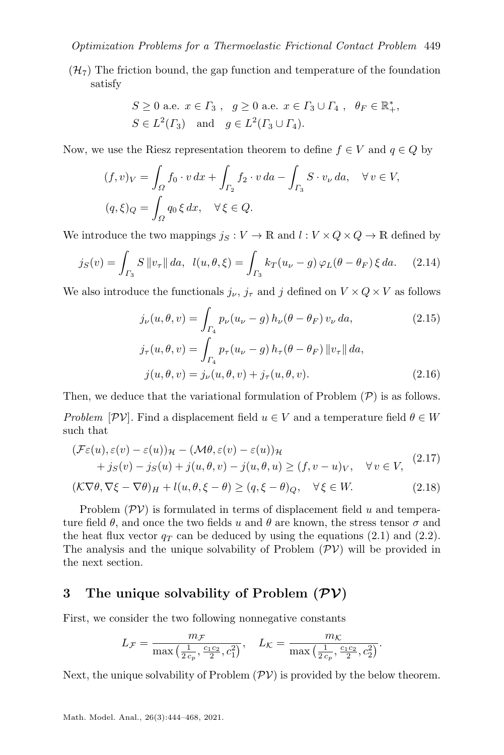($\mathcal{H}_7$) The friction bound, the gap function and temperature of the foundation satisfy

$$S \geq 0 \text{ a.e. } x \in \Gamma_3 \ , \quad g \geq 0 \text{ a.e. } x \in \Gamma_3 \cup \Gamma_4 \ , \quad \theta_F \in \mathbb{R}_+^*,$$
$$S \in L^2(\Gamma_3) \quad \text{and} \quad g \in L^2(\Gamma_3 \cup \Gamma_4).$$

Now, we use the Riesz representation theorem to define $f \in V$ and $q \in Q$ by

$$(f, v)_V = \int_\Omega f_0 \cdot v \, dx + \int_{\Gamma_2} f_2 \cdot v \, da - \int_{\Gamma_3} S \cdot v_\nu \, da, \quad \forall \, v \in V,$$
$$(q, \xi)_Q = \int_\Omega q_0 \, \xi \, dx, \quad \forall \, \xi \in Q.$$

We introduce the two mappings $j_S : V \to \mathbb{R}$ and $l : V \times Q \times Q \to \mathbb{R}$ defined by

$$j_S(v) = \int_{\Gamma_3} S \, \|v_\tau\| \, da, \;\; l(u, \theta, \xi) = \int_{\Gamma_3} k_T(u_\nu - g) \, \varphi_L(\theta - \theta_F) \, \xi \, da. \tag{2.14}$$

We also introduce the functionals $j_\nu$, $j_\tau$ and $j$ defined on $V \times Q \times V$ as follows

$$j_\nu(u, \theta, v) = \int_{\Gamma_4} p_\nu(u_\nu - g) \, h_\nu(\theta - \theta_F) \, v_\nu \, da, \tag{2.15}$$
$$j_\tau(u, \theta, v) = \int_{\Gamma_4} p_\tau(u_\nu - g) \, h_\tau(\theta - \theta_F) \, \|v_\tau\| \, da,$$
$$j(u, \theta, v) = j_\nu(u, \theta, v) + j_\tau(u, \theta, v). \tag{2.16}$$

Then, we deduce that the variational formulation of Problem ($\mathcal{P}$) is as follows.

*Problem* [$\mathcal{PV}$]. Find a displacement field $u \in V$ and a temperature field $\theta \in W$ such that

$$\begin{aligned} &(\mathcal{F}\varepsilon(u), \varepsilon(v) - \varepsilon(u))_{\mathcal{H}} - (\mathcal{M}\theta, \varepsilon(v) - \varepsilon(u))_{\mathcal{H}} \\ &\quad + j_S(v) - j_S(u) + j(u, \theta, v) - j(u, \theta, u) \geq (f, v - u)_V, \quad \forall \, v \in V, \end{aligned} \tag{2.17}$$

$$(\mathcal{K}\nabla\theta, \nabla\xi - \nabla\theta)_H + l(u, \theta, \xi - \theta) \geq (q, \xi - \theta)_Q, \quad \forall \, \xi \in W. \tag{2.18}$$

Problem ($\mathcal{PV}$) is formulated in terms of displacement field $u$ and temperature field $\theta$, and once the two fields $u$ and $\theta$ are known, the stress tensor $\sigma$ and the heat flux vector $q_T$ can be deduced by using the equations (2.1) and (2.2). The analysis and the unique solvability of Problem ($\mathcal{PV}$) will be provided in the next section.

## 3 The unique solvability of Problem ($\mathcal{PV}$)

First, we consider the two following nonnegative constants

$$L_{\mathcal{F}} = \frac{m_{\mathcal{F}}}{\max\left(\frac{1}{2\,c_p}, \frac{c_1 c_2}{2}, c_1^2\right)}, \quad L_{\mathcal{K}} = \frac{m_{\mathcal{K}}}{\max\left(\frac{1}{2\,c_p}, \frac{c_1 c_2}{2}, c_2^2\right)}.$$

Next, the unique solvability of Problem ($\mathcal{PV}$) is provided by the below theorem.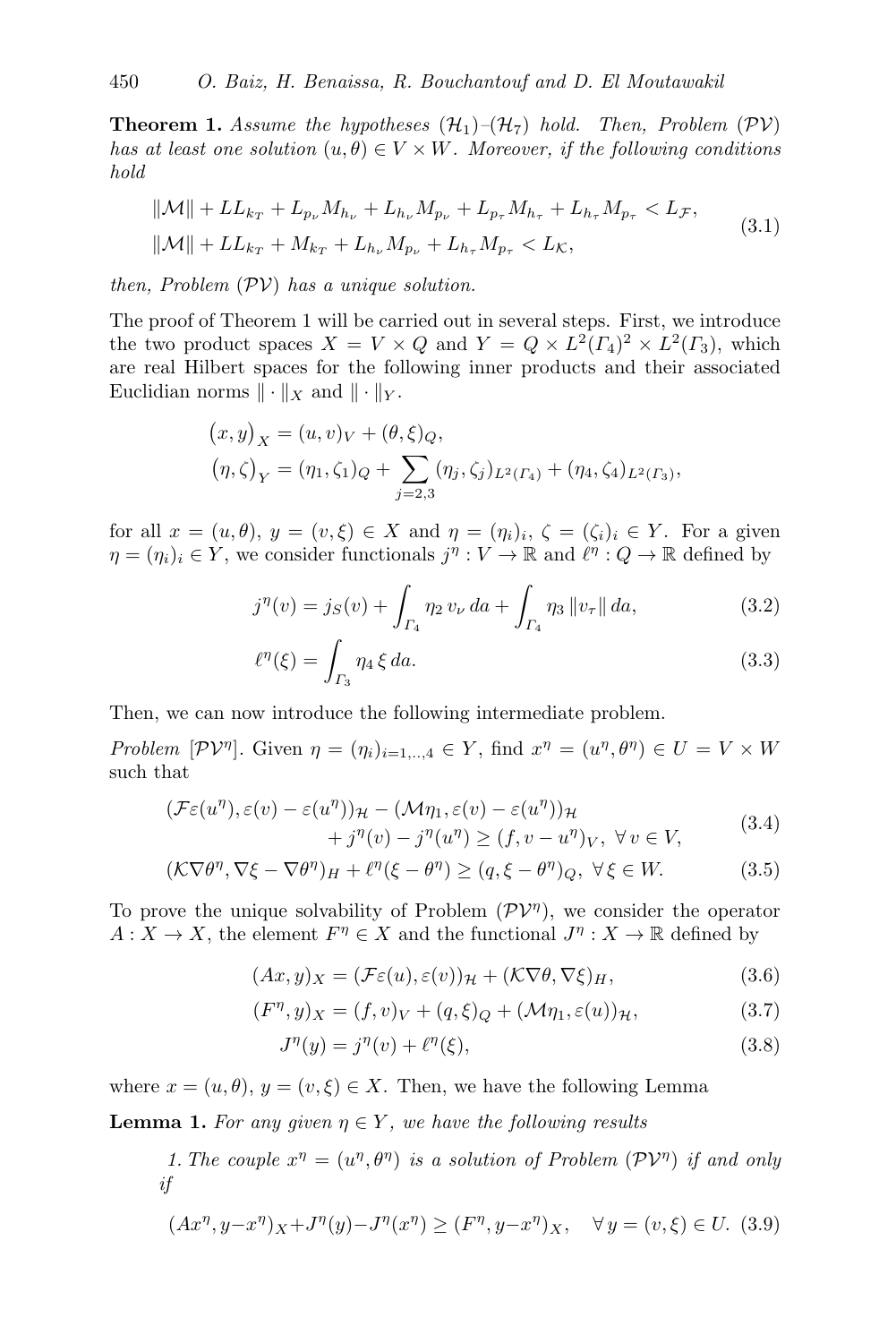**Theorem 1.** *Assume the hypotheses* $(\mathcal{H}_1)$*–*$(\mathcal{H}_7)$ *hold. Then, Problem* $(\mathcal{PV})$ *has at least one solution* $(u,\theta) \in V \times W$*. Moreover, if the following conditions hold*

$$
\begin{aligned}
&\|\mathcal{M}\| + LL_{k_T} + L_{p_\nu} M_{h_\nu} + L_{h_\nu} M_{p_\nu} + L_{p_\tau} M_{h_\tau} + L_{h_\tau} M_{p_\tau} < L_{\mathcal{F}}, \\
&\|\mathcal{M}\| + LL_{k_T} + M_{k_T} + L_{h_\nu} M_{p_\nu} + L_{h_\tau} M_{p_\tau} < L_{\mathcal{K}},
\end{aligned}
\tag{3.1}
$$

*then, Problem* $(\mathcal{PV})$ *has a unique solution.*

The proof of Theorem 1 will be carried out in several steps. First, we introduce the two product spaces $X = V \times Q$ and $Y = Q \times L^2(\Gamma_4)^2 \times L^2(\Gamma_3)$, which are real Hilbert spaces for the following inner products and their associated Euclidian norms $\|\cdot\|_X$ and $\|\cdot\|_Y$.

$$
\begin{aligned}
&\big(x,y\big)_X = (u,v)_V + (\theta,\xi)_Q, \\
&\big(\eta,\zeta\big)_Y = (\eta_1,\zeta_1)_Q + \sum_{j=2,3} (\eta_j,\zeta_j)_{L^2(\Gamma_4)} + (\eta_4,\zeta_4)_{L^2(\Gamma_3)},
\end{aligned}
$$

for all $x = (u,\theta)$, $y = (v,\xi) \in X$ and $\eta = (\eta_i)_i$, $\zeta = (\zeta_i)_i \in Y$. For a given $\eta = (\eta_i)_i \in Y$, we consider functionals $j^\eta : V \to \mathbb{R}$ and $\ell^\eta : Q \to \mathbb{R}$ defined by

$$
j^\eta(v) = j_S(v) + \int_{\Gamma_4} \eta_2\, v_\nu \, da + \int_{\Gamma_4} \eta_3 \, \|v_\tau\| \, da, \tag{3.2}
$$

$$
\ell^\eta(\xi) = \int_{\Gamma_3} \eta_4 \, \xi \, da. \tag{3.3}
$$

Then, we can now introduce the following intermediate problem.

*Problem* $[\mathcal{PV}^\eta]$. Given $\eta = (\eta_i)_{i=1,..,4} \in Y$, find $x^\eta = (u^\eta, \theta^\eta) \in U = V \times W$ such that

$$
\begin{aligned}
(\mathcal{F}\varepsilon(u^\eta), \varepsilon(v) - \varepsilon(u^\eta))_{\mathcal{H}} &- (\mathcal{M}\eta_1, \varepsilon(v) - \varepsilon(u^\eta))_{\mathcal{H}} \\
&+ j^\eta(v) - j^\eta(u^\eta) \geq (f, v - u^\eta)_V, \ \forall\, v \in V,
\end{aligned}
\tag{3.4}
$$

$$
(\mathcal{K}\nabla\theta^\eta, \nabla\xi - \nabla\theta^\eta)_H + \ell^\eta(\xi - \theta^\eta) \geq (q, \xi - \theta^\eta)_Q, \ \forall\, \xi \in W. \tag{3.5}
$$

To prove the unique solvability of Problem $(\mathcal{PV}^\eta)$, we consider the operator $A : X \to X$, the element $F^\eta \in X$ and the functional $J^\eta : X \to \mathbb{R}$ defined by

$$
(Ax, y)_X = (\mathcal{F}\varepsilon(u), \varepsilon(v))_{\mathcal{H}} + (\mathcal{K}\nabla\theta, \nabla\xi)_H, \tag{3.6}
$$

$$
(F^\eta, y)_X = (f, v)_V + (q, \xi)_Q + (\mathcal{M}\eta_1, \varepsilon(u))_{\mathcal{H}}, \tag{3.7}
$$

$$
J^\eta(y) = j^\eta(v) + \ell^\eta(\xi), \tag{3.8}
$$

where $x = (u,\theta)$, $y = (v,\xi) \in X$. Then, we have the following Lemma

**Lemma 1.** *For any given* $\eta \in Y$*, we have the following results*

1. *The couple* $x^\eta = (u^\eta, \theta^\eta)$ *is a solution of Problem* $(\mathcal{PV}^\eta)$ *if and only if*

$$
(Ax^\eta, y - x^\eta)_X + J^\eta(y) - J^\eta(x^\eta) \geq (F^\eta, y - x^\eta)_X, \quad \forall\, y = (v,\xi) \in U. \tag{3.9}
$$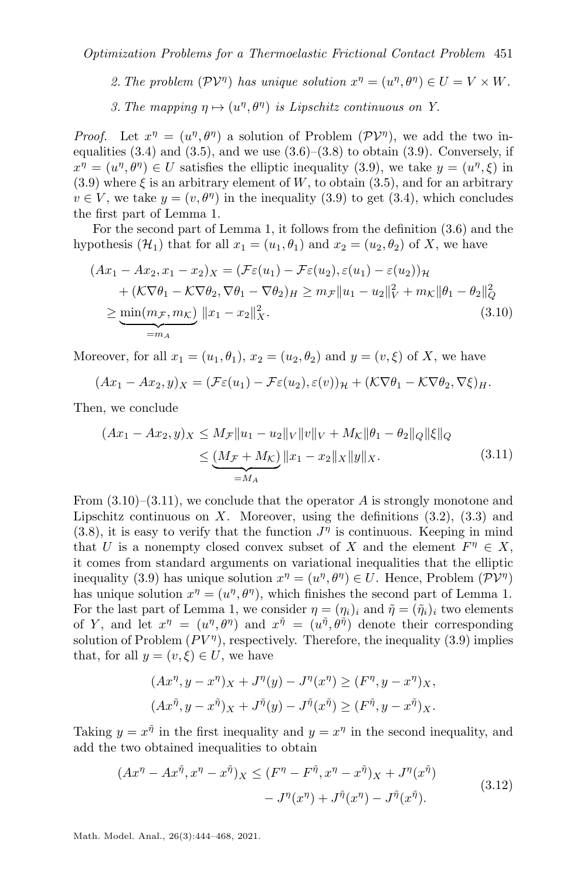2. The problem $(\mathcal{PV}^\eta)$ has unique solution $x^\eta = (u^\eta, \theta^\eta) \in U = V \times W$.

3. The mapping $\eta \mapsto (u^\eta, \theta^\eta)$ is Lipschitz continuous on $Y$.

*Proof.* Let $x^\eta = (u^\eta, \theta^\eta)$ a solution of Problem $(\mathcal{PV}^\eta)$, we add the two inequalities (3.4) and (3.5), and we use (3.6)–(3.8) to obtain (3.9). Conversely, if $x^\eta = (u^\eta, \theta^\eta) \in U$ satisfies the elliptic inequality (3.9), we take $y = (u^\eta, \xi)$ in (3.9) where $\xi$ is an arbitrary element of $W$, to obtain (3.5), and for an arbitrary $v \in V$, we take $y = (v, \theta^\eta)$ in the inequality (3.9) to get (3.4), which concludes the first part of Lemma 1.

For the second part of Lemma 1, it follows from the definition (3.6) and the hypothesis $(\mathcal{H}_1)$ that for all $x_1 = (u_1, \theta_1)$ and $x_2 = (u_2, \theta_2)$ of $X$, we have

$$
\begin{aligned}
(Ax_1 - Ax_2, x_1 - x_2)_X &= (\mathcal{F}\varepsilon(u_1) - \mathcal{F}\varepsilon(u_2), \varepsilon(u_1) - \varepsilon(u_2))_{\mathcal{H}} \\
&\quad + (\mathcal{K}\nabla\theta_1 - \mathcal{K}\nabla\theta_2, \nabla\theta_1 - \nabla\theta_2)_H \geq m_{\mathcal{F}}\|u_1 - u_2\|_V^2 + m_{\mathcal{K}}\|\theta_1 - \theta_2\|_Q^2 \\
&\geq \underbrace{\min(m_{\mathcal{F}}, m_{\mathcal{K}})}_{=m_A} \|x_1 - x_2\|_X^2.
\end{aligned} \tag{3.10}
$$

Moreover, for all $x_1 = (u_1, \theta_1)$, $x_2 = (u_2, \theta_2)$ and $y = (v, \xi)$ of $X$, we have

$$
(Ax_1 - Ax_2, y)_X = (\mathcal{F}\varepsilon(u_1) - \mathcal{F}\varepsilon(u_2), \varepsilon(v))_{\mathcal{H}} + (\mathcal{K}\nabla\theta_1 - \mathcal{K}\nabla\theta_2, \nabla\xi)_H.
$$

Then, we conclude

$$
\begin{aligned}
(Ax_1 - Ax_2, y)_X &\leq M_{\mathcal{F}}\|u_1 - u_2\|_V\|v\|_V + M_{\mathcal{K}}\|\theta_1 - \theta_2\|_Q\|\xi\|_Q \\
&\leq \underbrace{(M_{\mathcal{F}} + M_{\mathcal{K}})}_{=M_A}\|x_1 - x_2\|_X\|y\|_X.
\end{aligned} \tag{3.11}
$$

From (3.10)–(3.11), we conclude that the operator $A$ is strongly monotone and Lipschitz continuous on $X$. Moreover, using the definitions (3.2), (3.3) and (3.8), it is easy to verify that the function $J^\eta$ is continuous. Keeping in mind that $U$ is a nonempty closed convex subset of $X$ and the element $F^\eta \in X$, it comes from standard arguments on variational inequalities that the elliptic inequality (3.9) has unique solution $x^\eta = (u^\eta, \theta^\eta) \in U$. Hence, Problem $(\mathcal{PV}^\eta)$ has unique solution $x^\eta = (u^\eta, \theta^\eta)$, which finishes the second part of Lemma 1. For the last part of Lemma 1, we consider $\eta = (\eta_i)_i$ and $\tilde{\eta} = (\tilde{\eta}_i)_i$ two elements of $Y$, and let $x^\eta = (u^\eta, \theta^\eta)$ and $x^{\tilde{\eta}} = (u^{\tilde{\eta}}, \theta^{\tilde{\eta}})$ denote their corresponding solution of Problem $(PV^\eta)$, respectively. Therefore, the inequality (3.9) implies that, for all $y = (v, \xi) \in U$, we have

$$
(Ax^\eta, y - x^\eta)_X + J^\eta(y) - J^\eta(x^\eta) \geq (F^\eta, y - x^\eta)_X,
$$

$$
(Ax^{\tilde{\eta}}, y - x^{\tilde{\eta}})_X + J^{\tilde{\eta}}(y) - J^{\tilde{\eta}}(x^{\tilde{\eta}}) \geq (F^{\tilde{\eta}}, y - x^{\tilde{\eta}})_X.
$$

Taking $y = x^{\tilde{\eta}}$ in the first inequality and $y = x^\eta$ in the second inequality, and add the two obtained inequalities to obtain

$$
\begin{aligned}
(Ax^\eta - Ax^{\tilde{\eta}}, x^\eta - x^{\tilde{\eta}})_X &\leq (F^\eta - F^{\tilde{\eta}}, x^\eta - x^{\tilde{\eta}})_X + J^\eta(x^{\tilde{\eta}}) \\
&\quad - J^\eta(x^\eta) + J^{\tilde{\eta}}(x^\eta) - J^{\tilde{\eta}}(x^{\tilde{\eta}}).
\end{aligned} \tag{3.12}
$$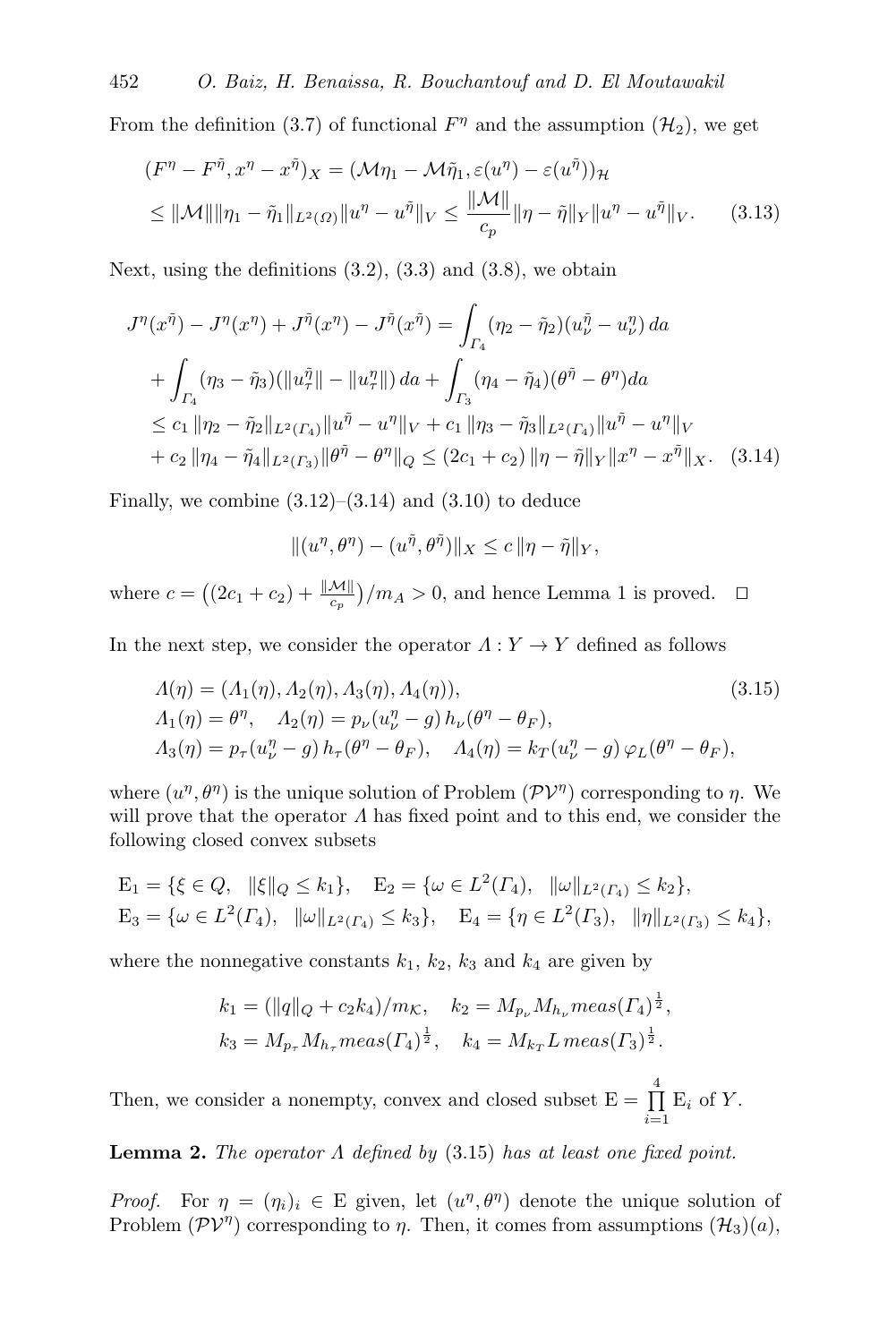From the definition (3.7) of functional $F^\eta$ and the assumption $(\mathcal{H}_2)$, we get

$$
\begin{aligned}
(F^\eta - F^{\tilde\eta}, x^\eta - x^{\tilde\eta})_X &= (\mathcal{M}\eta_1 - \mathcal{M}\tilde\eta_1, \varepsilon(u^\eta) - \varepsilon(u^{\tilde\eta}))_{\mathcal{H}} \\
&\le \|\mathcal{M}\| \|\eta_1 - \tilde\eta_1\|_{L^2(\Omega)} \|u^\eta - u^{\tilde\eta}\|_V \le \frac{\|\mathcal{M}\|}{c_p} \|\eta - \tilde\eta\|_Y \|u^\eta - u^{\tilde\eta}\|_V. \qquad (3.13)
\end{aligned}
$$

Next, using the definitions (3.2), (3.3) and (3.8), we obtain

$$
\begin{aligned}
J^\eta(x^{\tilde\eta}) - J^\eta(x^\eta) + J^{\tilde\eta}(x^\eta) - J^{\tilde\eta}(x^{\tilde\eta}) &= \int_{\Gamma_4} (\eta_2 - \tilde\eta_2)(u_\nu^{\tilde\eta} - u_\nu^\eta)\, da \\
&+ \int_{\Gamma_4} (\eta_3 - \tilde\eta_3)(\|u_\tau^{\tilde\eta}\| - \|u_\tau^\eta\|)\, da + \int_{\Gamma_3} (\eta_4 - \tilde\eta_4)(\theta^{\tilde\eta} - \theta^\eta) da \\
&\le c_1 \|\eta_2 - \tilde\eta_2\|_{L^2(\Gamma_4)} \|u^{\tilde\eta} - u^\eta\|_V + c_1 \|\eta_3 - \tilde\eta_3\|_{L^2(\Gamma_4)} \|u^{\tilde\eta} - u^\eta\|_V \\
&+ c_2 \|\eta_4 - \tilde\eta_4\|_{L^2(\Gamma_3)} \|\theta^{\tilde\eta} - \theta^\eta\|_Q \le (2c_1 + c_2) \|\eta - \tilde\eta\|_Y \|x^\eta - x^{\tilde\eta}\|_X. \quad (3.14)
\end{aligned}
$$

Finally, we combine (3.12)–(3.14) and (3.10) to deduce

$$
\|(u^\eta, \theta^\eta) - (u^{\tilde\eta}, \theta^{\tilde\eta})\|_X \le c\, \|\eta - \tilde\eta\|_Y,
$$

where $c = \big((2c_1 + c_2) + \frac{\|\mathcal{M}\|}{c_p}\big)/m_A > 0$, and hence Lemma 1 is proved. $\square$

In the next step, we consider the operator $\Lambda : Y \to Y$ defined as follows

$$
\begin{aligned}
&\Lambda(\eta) = (\Lambda_1(\eta), \Lambda_2(\eta), \Lambda_3(\eta), \Lambda_4(\eta)), \qquad (3.15)\\
&\Lambda_1(\eta) = \theta^\eta, \quad \Lambda_2(\eta) = p_\nu(u_\nu^\eta - g)\, h_\nu(\theta^\eta - \theta_F), \\
&\Lambda_3(\eta) = p_\tau(u_\nu^\eta - g)\, h_\tau(\theta^\eta - \theta_F), \quad \Lambda_4(\eta) = k_T(u_\nu^\eta - g)\, \varphi_L(\theta^\eta - \theta_F),
\end{aligned}
$$

where $(u^\eta, \theta^\eta)$ is the unique solution of Problem $(\mathcal{PV}^\eta)$ corresponding to $\eta$. We will prove that the operator $\Lambda$ has fixed point and to this end, we consider the following closed convex subsets

$$
\begin{aligned}
&\mathrm{E}_1 = \{\xi \in Q, \ \ \|\xi\|_Q \le k_1\}, \quad \mathrm{E}_2 = \{\omega \in L^2(\Gamma_4), \ \ \|\omega\|_{L^2(\Gamma_4)} \le k_2\}, \\
&\mathrm{E}_3 = \{\omega \in L^2(\Gamma_4), \ \ \|\omega\|_{L^2(\Gamma_4)} \le k_3\}, \quad \mathrm{E}_4 = \{\eta \in L^2(\Gamma_3), \ \ \|\eta\|_{L^2(\Gamma_3)} \le k_4\},
\end{aligned}
$$

where the nonnegative constants $k_1$, $k_2$, $k_3$ and $k_4$ are given by

$$
\begin{aligned}
&k_1 = (\|q\|_Q + c_2 k_4)/m_{\mathcal{K}}, \quad k_2 = M_{p_\nu} M_{h_\nu} meas(\Gamma_4)^{\frac{1}{2}}, \\
&k_3 = M_{p_\tau} M_{h_\tau} meas(\Gamma_4)^{\frac{1}{2}}, \quad k_4 = M_{k_T} L\, meas(\Gamma_3)^{\frac{1}{2}}.
\end{aligned}
$$

Then, we consider a nonempty, convex and closed subset $\mathrm{E} = \prod_{i=1}^{4} \mathrm{E}_i$ of $Y$.

**Lemma 2.** *The operator $\Lambda$ defined by* (3.15) *has at least one fixed point.*

*Proof.* For $\eta = (\eta_i)_i \in \mathrm{E}$ given, let $(u^\eta, \theta^\eta)$ denote the unique solution of Problem $(\mathcal{PV}^\eta)$ corresponding to $\eta$. Then, it comes from assumptions $(\mathcal{H}_3)(a)$,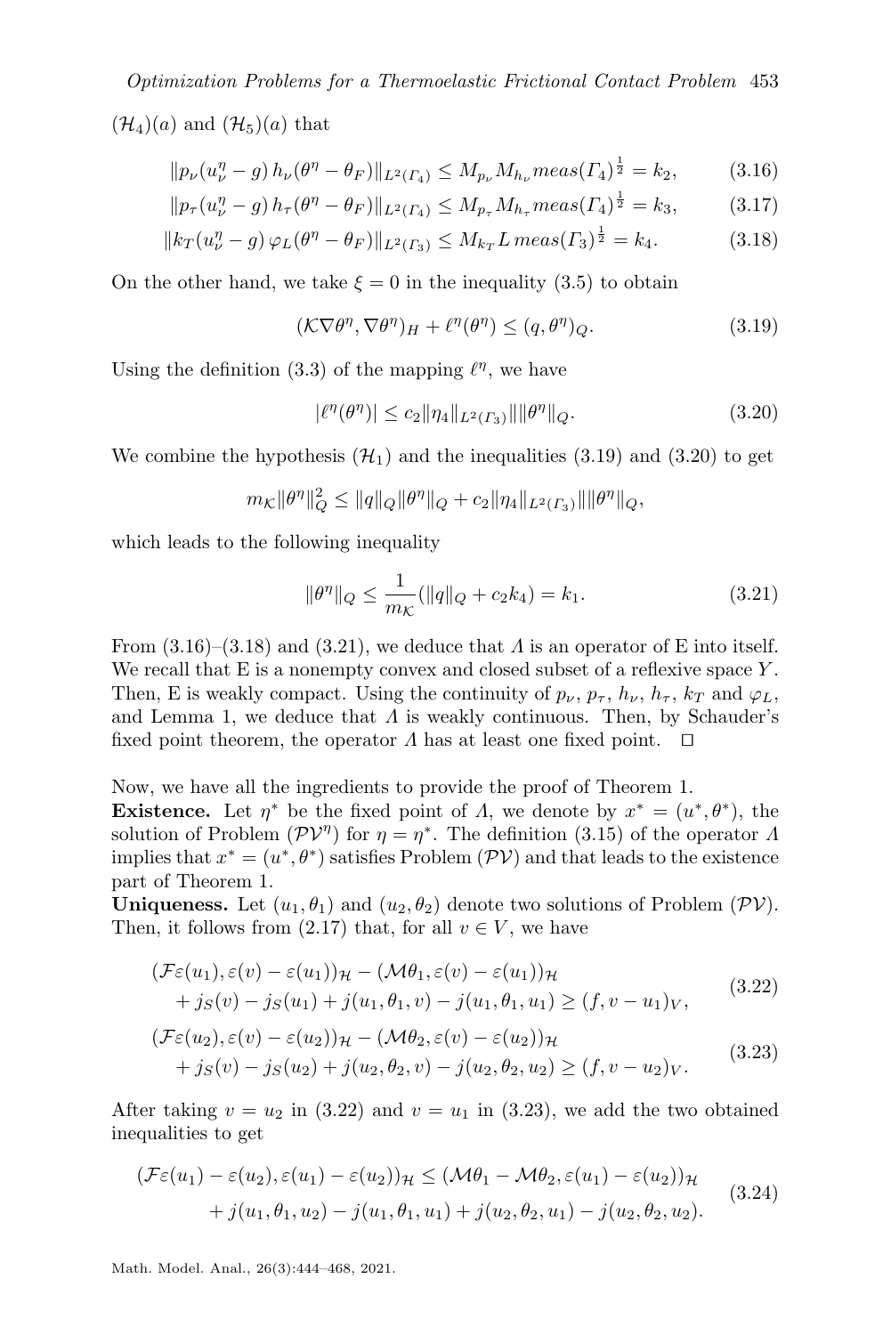$(\mathcal{H}_4)(a)$ and $(\mathcal{H}_5)(a)$ that

$$\|p_\nu(u_\nu^\eta - g)\, h_\nu(\theta^\eta - \theta_F)\|_{L^2(\Gamma_4)} \leq M_{p_\nu} M_{h_\nu} meas(\Gamma_4)^{\frac{1}{2}} = k_2, \tag{3.16}$$

$$\|p_\tau(u_\nu^\eta - g)\, h_\tau(\theta^\eta - \theta_F)\|_{L^2(\Gamma_4)} \leq M_{p_\tau} M_{h_\tau} meas(\Gamma_4)^{\frac{1}{2}} = k_3, \tag{3.17}$$

$$\|k_T(u_\nu^\eta - g)\, \varphi_L(\theta^\eta - \theta_F)\|_{L^2(\Gamma_3)} \leq M_{k_T} L\, meas(\Gamma_3)^{\frac{1}{2}} = k_4. \tag{3.18}$$

On the other hand, we take $\xi = 0$ in the inequality (3.5) to obtain

$$(\mathcal{K}\nabla\theta^\eta, \nabla\theta^\eta)_H + \ell^\eta(\theta^\eta) \leq (q, \theta^\eta)_Q. \tag{3.19}$$

Using the definition (3.3) of the mapping $\ell^\eta$, we have

$$|\ell^\eta(\theta^\eta)| \leq c_2 \|\eta_4\|_{L^2(\Gamma_3)} \|\|\theta^\eta\|_Q. \tag{3.20}$$

We combine the hypothesis $(\mathcal{H}_1)$ and the inequalities (3.19) and (3.20) to get

$$m_{\mathcal{K}} \|\theta^\eta\|_Q^2 \leq \|q\|_Q \|\theta^\eta\|_Q + c_2 \|\eta_4\|_{L^2(\Gamma_3)} \|\|\theta^\eta\|_Q,$$

which leads to the following inequality

$$\|\theta^\eta\|_Q \leq \frac{1}{m_{\mathcal{K}}} (\|q\|_Q + c_2 k_4) = k_1. \tag{3.21}$$

From (3.16)–(3.18) and (3.21), we deduce that $\Lambda$ is an operator of E into itself. We recall that E is a nonempty convex and closed subset of a reflexive space $Y$. Then, E is weakly compact. Using the continuity of $p_\nu$, $p_\tau$, $h_\nu$, $h_\tau$, $k_T$ and $\varphi_L$, and Lemma 1, we deduce that $\Lambda$ is weakly continuous. Then, by Schauder's fixed point theorem, the operator $\Lambda$ has at least one fixed point. $\square$

Now, we have all the ingredients to provide the proof of Theorem 1.

**Existence.** Let $\eta^*$ be the fixed point of $\Lambda$, we denote by $x^* = (u^*, \theta^*)$, the solution of Problem $(\mathcal{PV}^\eta)$ for $\eta = \eta^*$. The definition (3.15) of the operator $\Lambda$ implies that $x^* = (u^*, \theta^*)$ satisfies Problem $(\mathcal{PV})$ and that leads to the existence part of Theorem 1.

**Uniqueness.** Let $(u_1, \theta_1)$ and $(u_2, \theta_2)$ denote two solutions of Problem $(\mathcal{PV})$. Then, it follows from (2.17) that, for all $v \in V$, we have

$$\begin{aligned}&(\mathcal{F}\varepsilon(u_1), \varepsilon(v) - \varepsilon(u_1))_{\mathcal{H}} - (\mathcal{M}\theta_1, \varepsilon(v) - \varepsilon(u_1))_{\mathcal{H}} \\ &\quad + j_S(v) - j_S(u_1) + j(u_1, \theta_1, v) - j(u_1, \theta_1, u_1) \geq (f, v - u_1)_V,\end{aligned} \tag{3.22}$$

$$\begin{aligned}&(\mathcal{F}\varepsilon(u_2), \varepsilon(v) - \varepsilon(u_2))_{\mathcal{H}} - (\mathcal{M}\theta_2, \varepsilon(v) - \varepsilon(u_2))_{\mathcal{H}} \\ &\quad + j_S(v) - j_S(u_2) + j(u_2, \theta_2, v) - j(u_2, \theta_2, u_2) \geq (f, v - u_2)_V.\end{aligned} \tag{3.23}$$

After taking $v = u_2$ in (3.22) and $v = u_1$ in (3.23), we add the two obtained inequalities to get

$$\begin{aligned}(\mathcal{F}\varepsilon(u_1) - \varepsilon(u_2), \varepsilon(u_1) - \varepsilon(u_2))_{\mathcal{H}} &\leq (\mathcal{M}\theta_1 - \mathcal{M}\theta_2, \varepsilon(u_1) - \varepsilon(u_2))_{\mathcal{H}} \\ &\quad + j(u_1, \theta_1, u_2) - j(u_1, \theta_1, u_1) + j(u_2, \theta_2, u_1) - j(u_2, \theta_2, u_2).\end{aligned} \tag{3.24}$$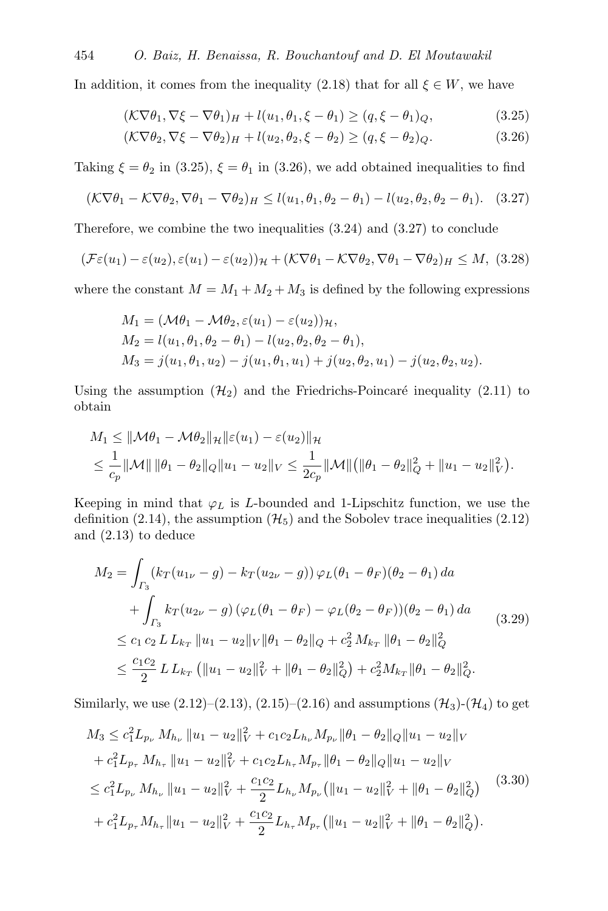In addition, it comes from the inequality (2.18) that for all $\xi \in W$, we have

$$(\mathcal{K}\nabla\theta_1, \nabla\xi - \nabla\theta_1)_H + l(u_1, \theta_1, \xi - \theta_1) \geq (q, \xi - \theta_1)_Q, \tag{3.25}$$

$$(\mathcal{K}\nabla\theta_2, \nabla\xi - \nabla\theta_2)_H + l(u_2, \theta_2, \xi - \theta_2) \geq (q, \xi - \theta_2)_Q. \tag{3.26}$$

Taking $\xi = \theta_2$ in (3.25), $\xi = \theta_1$ in (3.26), we add obtained inequalities to find

$$(\mathcal{K}\nabla\theta_1 - \mathcal{K}\nabla\theta_2, \nabla\theta_1 - \nabla\theta_2)_H \leq l(u_1, \theta_1, \theta_2 - \theta_1) - l(u_2, \theta_2, \theta_2 - \theta_1). \tag{3.27}$$

Therefore, we combine the two inequalities (3.24) and (3.27) to conclude

$$(\mathcal{F}\varepsilon(u_1) - \varepsilon(u_2), \varepsilon(u_1) - \varepsilon(u_2))_{\mathcal{H}} + (\mathcal{K}\nabla\theta_1 - \mathcal{K}\nabla\theta_2, \nabla\theta_1 - \nabla\theta_2)_H \leq M, \tag{3.28}$$

where the constant $M = M_1 + M_2 + M_3$ is defined by the following expressions

$$\begin{aligned}
M_1 &= (\mathcal{M}\theta_1 - \mathcal{M}\theta_2, \varepsilon(u_1) - \varepsilon(u_2))_{\mathcal{H}},\\
M_2 &= l(u_1, \theta_1, \theta_2 - \theta_1) - l(u_2, \theta_2, \theta_2 - \theta_1),\\
M_3 &= j(u_1, \theta_1, u_2) - j(u_1, \theta_1, u_1) + j(u_2, \theta_2, u_1) - j(u_2, \theta_2, u_2).
\end{aligned}$$

Using the assumption $(\mathcal{H}_2)$ and the Friedrichs-Poincaré inequality (2.11) to obtain

$$\begin{aligned}
M_1 &\leq \|\mathcal{M}\theta_1 - \mathcal{M}\theta_2\|_{\mathcal{H}}\|\varepsilon(u_1) - \varepsilon(u_2)\|_{\mathcal{H}}\\
&\leq \frac{1}{c_p}\|\mathcal{M}\|\,\|\theta_1 - \theta_2\|_Q\|u_1 - u_2\|_V \leq \frac{1}{2c_p}\|\mathcal{M}\|\big(\|\theta_1 - \theta_2\|_Q^2 + \|u_1 - u_2\|_V^2\big).
\end{aligned}$$

Keeping in mind that $\varphi_L$ is $L$-bounded and 1-Lipschitz function, we use the definition (2.14), the assumption $(\mathcal{H}_5)$ and the Sobolev trace inequalities (2.12) and (2.13) to deduce

$$\begin{aligned}
M_2 &= \int_{\Gamma_3}(k_T(u_{1\nu} - g) - k_T(u_{2\nu} - g))\,\varphi_L(\theta_1 - \theta_F)(\theta_2 - \theta_1)\,da\\
&\quad + \int_{\Gamma_3} k_T(u_{2\nu} - g)\,(\varphi_L(\theta_1 - \theta_F) - \varphi_L(\theta_2 - \theta_F))(\theta_2 - \theta_1)\,da\\
&\leq c_1\,c_2\,L\,L_{k_T}\,\|u_1 - u_2\|_V\|\theta_1 - \theta_2\|_Q + c_2^2\,M_{k_T}\,\|\theta_1 - \theta_2\|_Q^2\\
&\leq \frac{c_1 c_2}{2}\,L\,L_{k_T}\big(\|u_1 - u_2\|_V^2 + \|\theta_1 - \theta_2\|_Q^2\big) + c_2^2 M_{k_T}\|\theta_1 - \theta_2\|_Q^2.
\end{aligned} \tag{3.29}$$

Similarly, we use (2.12)–(2.13), (2.15)–(2.16) and assumptions $(\mathcal{H}_3)$-$(\mathcal{H}_4)$ to get

$$\begin{aligned}
M_3 &\leq c_1^2 L_{p_\nu}\,M_{h_\nu}\,\|u_1 - u_2\|_V^2 + c_1 c_2 L_{h_\nu} M_{p_\nu}\|\theta_1 - \theta_2\|_Q\|u_1 - u_2\|_V\\
&\quad + c_1^2 L_{p_\tau}\,M_{h_\tau}\,\|u_1 - u_2\|_V^2 + c_1 c_2 L_{h_\tau} M_{p_\tau}\|\theta_1 - \theta_2\|_Q\|u_1 - u_2\|_V\\
&\leq c_1^2 L_{p_\nu}\,M_{h_\nu}\,\|u_1 - u_2\|_V^2 + \frac{c_1 c_2}{2} L_{h_\nu} M_{p_\nu}\big(\|u_1 - u_2\|_V^2 + \|\theta_1 - \theta_2\|_Q^2\big)\\
&\quad + c_1^2 L_{p_\tau} M_{h_\tau}\|u_1 - u_2\|_V^2 + \frac{c_1 c_2}{2} L_{h_\tau} M_{p_\tau}\big(\|u_1 - u_2\|_V^2 + \|\theta_1 - \theta_2\|_Q^2\big).
\end{aligned} \tag{3.30}$$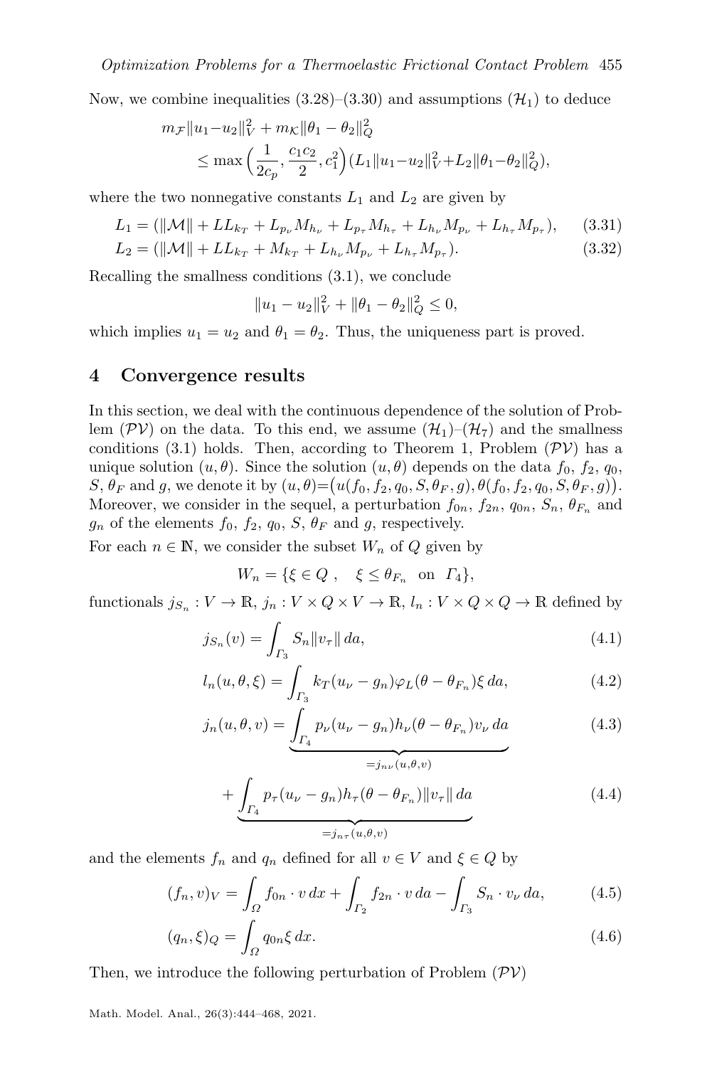Now, we combine inequalities (3.28)–(3.30) and assumptions $(\mathcal{H}_1)$ to deduce

$$
\begin{aligned}
m_{\mathcal{F}}\|u_1-u_2\|_V^2 &+ m_{\mathcal{K}}\|\theta_1-\theta_2\|_Q^2 \\
&\le \max\Big(\frac{1}{2c_p},\frac{c_1c_2}{2},c_1^2\Big)(L_1\|u_1-u_2\|_V^2+L_2\|\theta_1-\theta_2\|_Q^2),
\end{aligned}
$$

where the two nonnegative constants $L_1$ and $L_2$ are given by

$$
L_1 = (\|\mathcal{M}\| + LL_{k_T} + L_{p_\nu}M_{h_\nu} + L_{p_\tau}M_{h_\tau} + L_{h_\nu}M_{p_\nu} + L_{h_\tau}M_{p_\tau}), \tag{3.31}
$$

$$
L_2 = (\|\mathcal{M}\| + LL_{k_T} + M_{k_T} + L_{h_\nu}M_{p_\nu} + L_{h_\tau}M_{p_\tau}). \tag{3.32}
$$

Recalling the smallness conditions (3.1), we conclude

$$
\|u_1-u_2\|_V^2 + \|\theta_1-\theta_2\|_Q^2 \le 0,
$$

which implies $u_1=u_2$ and $\theta_1=\theta_2$. Thus, the uniqueness part is proved.

## 4 Convergence results

In this section, we deal with the continuous dependence of the solution of Problem $(\mathcal{PV})$ on the data. To this end, we assume $(\mathcal{H}_1)$–$(\mathcal{H}_7)$ and the smallness conditions (3.1) holds. Then, according to Theorem 1, Problem $(\mathcal{PV})$ has a unique solution $(u,\theta)$. Since the solution $(u,\theta)$ depends on the data $f_0$, $f_2$, $q_0$, $S$, $\theta_F$ and $g$, we denote it by $(u,\theta)=\big(u(f_0,f_2,q_0,S,\theta_F,g),\theta(f_0,f_2,q_0,S,\theta_F,g)\big)$. Moreover, we consider in the sequel, a perturbation $f_{0n}$, $f_{2n}$, $q_{0n}$, $S_n$, $\theta_{F_n}$ and $g_n$ of the elements $f_0$, $f_2$, $q_0$, $S$, $\theta_F$ and $g$, respectively.

For each $n\in\mathbb{N}$, we consider the subset $W_n$ of $Q$ given by

$$
W_n = \{\xi\in Q\ ,\quad \xi\le\theta_{F_n}\ \text{ on }\ \Gamma_4\},
$$

functionals $j_{S_n}: V\to\mathbb{R}$, $j_n: V\times Q\times V\to\mathbb{R}$, $l_n: V\times Q\times Q\to\mathbb{R}$ defined by

$$
j_{S_n}(v) = \int_{\Gamma_3} S_n\|v_\tau\|\,da, \tag{4.1}
$$

$$
l_n(u,\theta,\xi) = \int_{\Gamma_3} k_T(u_\nu-g_n)\varphi_L(\theta-\theta_{F_n})\xi\,da, \tag{4.2}
$$

$$
j_n(u,\theta,v) = \underbrace{\int_{\Gamma_4} p_\nu(u_\nu-g_n)h_\nu(\theta-\theta_{F_n})v_\nu\,da}_{=j_{n\nu}(u,\theta,v)} \tag{4.3}
$$

$$
+\underbrace{\int_{\Gamma_4} p_\tau(u_\nu-g_n)h_\tau(\theta-\theta_{F_n})\|v_\tau\|\,da}_{=j_{n\tau}(u,\theta,v)} \tag{4.4}
$$

and the elements $f_n$ and $q_n$ defined for all $v\in V$ and $\xi\in Q$ by

$$
(f_n,v)_V = \int_\Omega f_{0n}\cdot v\,dx + \int_{\Gamma_2} f_{2n}\cdot v\,da - \int_{\Gamma_3} S_n\cdot v_\nu\,da, \tag{4.5}
$$

$$
(q_n,\xi)_Q = \int_\Omega q_{0n}\xi\,dx. \tag{4.6}
$$

Then, we introduce the following perturbation of Problem $(\mathcal{PV})$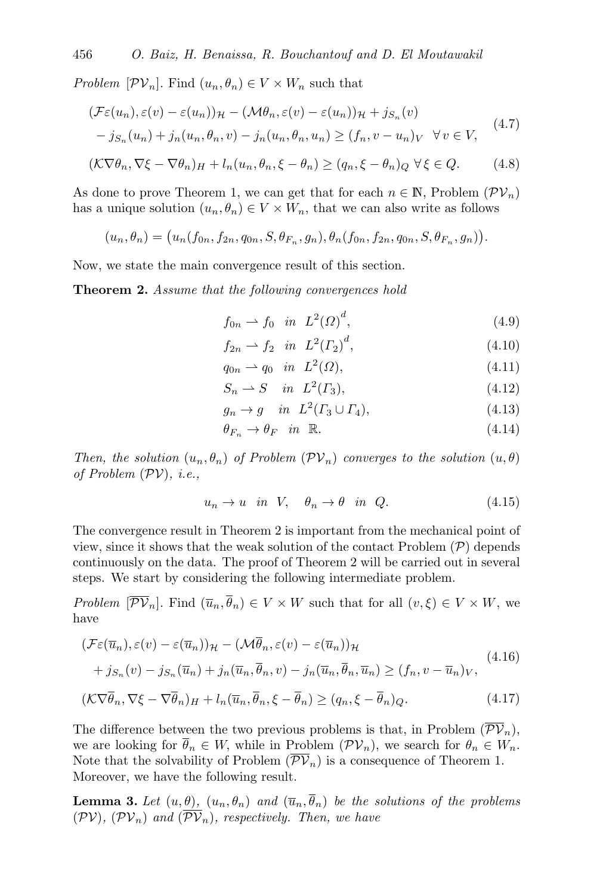*Problem* $[\mathcal{PV}_n]$. Find $(u_n, \theta_n) \in V \times W_n$ such that

$$
\begin{aligned}
&(\mathcal{F}\varepsilon(u_n), \varepsilon(v) - \varepsilon(u_n))_{\mathcal{H}} - (\mathcal{M}\theta_n, \varepsilon(v) - \varepsilon(u_n))_{\mathcal{H}} + j_{S_n}(v) \\
&\quad - j_{S_n}(u_n) + j_n(u_n, \theta_n, v) - j_n(u_n, \theta_n, u_n) \geq (f_n, v - u_n)_V \quad \forall\, v \in V,
\end{aligned}
\tag{4.7}
$$

$$
(\mathcal{K}\nabla\theta_n, \nabla\xi - \nabla\theta_n)_H + l_n(u_n, \theta_n, \xi - \theta_n) \geq (q_n, \xi - \theta_n)_Q \;\; \forall\, \xi \in Q. \tag{4.8}
$$

As done to prove Theorem 1, we can get that for each $n \in \mathbb{N}$, Problem $(\mathcal{PV}_n)$ has a unique solution $(u_n, \theta_n) \in V \times W_n$, that we can also write as follows

$$
(u_n, \theta_n) = \big(u_n(f_{0n}, f_{2n}, q_{0n}, S, \theta_{F_n}, g_n), \theta_n(f_{0n}, f_{2n}, q_{0n}, S, \theta_{F_n}, g_n)\big).
$$

Now, we state the main convergence result of this section.

**Theorem 2.** *Assume that the following convergences hold*

$$
f_{0n} \rightharpoonup f_0 \quad in \;\; L^2(\Omega)^d, \tag{4.9}
$$

$$
f_{2n} \rightharpoonup f_2 \quad in \;\; L^2(\Gamma_2)^d, \tag{4.10}
$$

$$
q_{0n} \rightharpoonup q_0 \quad in \;\; L^2(\Omega), \tag{4.11}
$$

$$
S_n \rightharpoonup S \quad in \;\; L^2(\Gamma_3), \tag{4.12}
$$

$$
g_n \to g \quad in \;\; L^2(\Gamma_3 \cup \Gamma_4), \tag{4.13}
$$

$$
\theta_{F_n} \to \theta_F \quad in \;\; \mathbb{R}. \tag{4.14}
$$

*Then, the solution $(u_n, \theta_n)$ of Problem $(\mathcal{PV}_n)$ converges to the solution $(u, \theta)$ of Problem $(\mathcal{PV})$, i.e.,*

$$
u_n \to u \quad in \;\; V, \quad \theta_n \to \theta \quad in \;\; Q. \tag{4.15}
$$

The convergence result in Theorem 2 is important from the mechanical point of view, since it shows that the weak solution of the contact Problem $(\mathcal{P})$ depends continuously on the data. The proof of Theorem 2 will be carried out in several steps. We start by considering the following intermediate problem.

*Problem* $[\overline{\mathcal{PV}}_n]$. Find $(\overline{u}_n, \overline{\theta}_n) \in V \times W$ such that for all $(v, \xi) \in V \times W$, we have

$$
\begin{aligned}
&(\mathcal{F}\varepsilon(\overline{u}_n), \varepsilon(v) - \varepsilon(\overline{u}_n))_{\mathcal{H}} - (\mathcal{M}\overline{\theta}_n, \varepsilon(v) - \varepsilon(\overline{u}_n))_{\mathcal{H}} \\
&\quad + j_{S_n}(v) - j_{S_n}(\overline{u}_n) + j_n(\overline{u}_n, \overline{\theta}_n, v) - j_n(\overline{u}_n, \overline{\theta}_n, \overline{u}_n) \geq (f_n, v - \overline{u}_n)_V,
\end{aligned}
\tag{4.16}
$$

$$
(\mathcal{K}\nabla\overline{\theta}_n, \nabla\xi - \nabla\overline{\theta}_n)_H + l_n(\overline{u}_n, \overline{\theta}_n, \xi - \overline{\theta}_n) \geq (q_n, \xi - \overline{\theta}_n)_Q. \tag{4.17}
$$

The difference between the two previous problems is that, in Problem $(\overline{\mathcal{PV}}_n)$, we are looking for $\overline{\theta}_n \in W$, while in Problem $(\mathcal{PV}_n)$, we search for $\theta_n \in W_n$. Note that the solvability of Problem $(\overline{\mathcal{PV}}_n)$ is a consequence of Theorem 1. Moreover, we have the following result.

**Lemma 3.** *Let $(u, \theta)$, $(u_n, \theta_n)$ and $(\overline{u}_n, \overline{\theta}_n)$ be the solutions of the problems $(\mathcal{PV})$, $(\mathcal{PV}_n)$ and $(\overline{\mathcal{PV}}_n)$, respectively. Then, we have*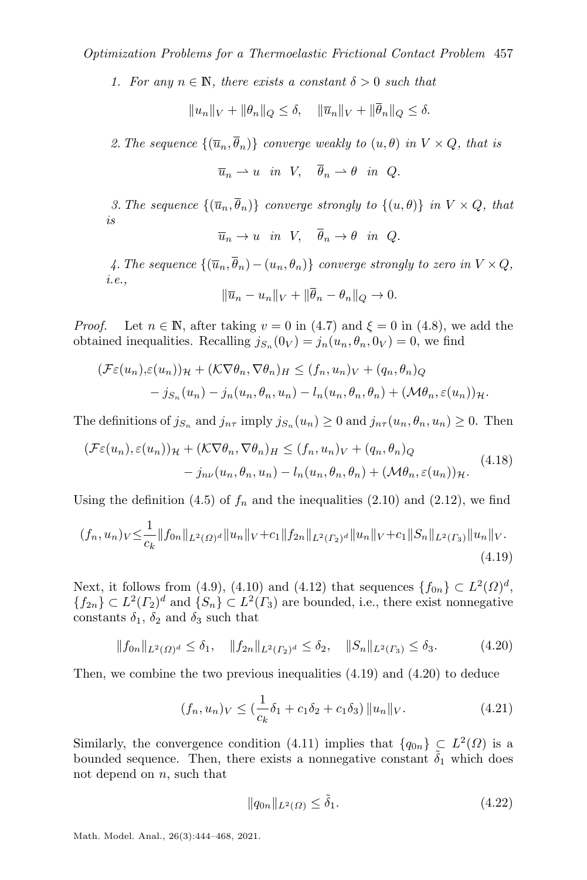*1. For any $n \in \mathbb{N}$, there exists a constant $\delta > 0$ such that*

$$\|u_n\|_V + \|\theta_n\|_Q \leq \delta, \quad \|\overline{u}_n\|_V + \|\overline{\theta}_n\|_Q \leq \delta.$$

*2. The sequence $\{(\overline{u}_n, \overline{\theta}_n)\}$ converge weakly to $(u, \theta)$ in $V \times Q$, that is*

$$\overline{u}_n \rightharpoonup u \quad in \;\; V, \quad \overline{\theta}_n \rightharpoonup \theta \quad in \;\; Q.$$

*3. The sequence $\{(\overline{u}_n, \overline{\theta}_n)\}$ converge strongly to $\{(u, \theta)\}$ in $V \times Q$, that is*

$$\overline{u}_n \to u \quad in \;\; V, \quad \overline{\theta}_n \to \theta \quad in \;\; Q.$$

*4. The sequence $\{(\overline{u}_n, \overline{\theta}_n) - (u_n, \theta_n)\}$ converge strongly to zero in $V \times Q$, i.e.,*

$$\|\overline{u}_n - u_n\|_V + \|\overline{\theta}_n - \theta_n\|_Q \to 0.$$

*Proof.* Let $n \in \mathbb{N}$, after taking $v = 0$ in (4.7) and $\xi = 0$ in (4.8), we add the obtained inequalities. Recalling $j_{S_n}(0_V) = j_n(u_n, \theta_n, 0_V) = 0$, we find

$$\begin{aligned}(\mathcal{F}\varepsilon(u_n), \varepsilon(u_n))_{\mathcal{H}} + (\mathcal{K}\nabla\theta_n, \nabla\theta_n)_H \leq (f_n, u_n)_V + (q_n, \theta_n)_Q \\ - j_{S_n}(u_n) - j_n(u_n, \theta_n, u_n) - l_n(u_n, \theta_n, \theta_n) + (\mathcal{M}\theta_n, \varepsilon(u_n))_{\mathcal{H}}.\end{aligned}$$

The definitions of $j_{S_n}$ and $j_{n\tau}$ imply $j_{S_n}(u_n) \geq 0$ and $j_{n\tau}(u_n, \theta_n, u_n) \geq 0$. Then

$$\begin{aligned}(\mathcal{F}\varepsilon(u_n), \varepsilon(u_n))_{\mathcal{H}} + (\mathcal{K}\nabla\theta_n, \nabla\theta_n)_H \leq (f_n, u_n)_V + (q_n, \theta_n)_Q \\ - j_{n\nu}(u_n, \theta_n, u_n) - l_n(u_n, \theta_n, \theta_n) + (\mathcal{M}\theta_n, \varepsilon(u_n))_{\mathcal{H}}.\end{aligned} \tag{4.18}$$

Using the definition (4.5) of $f_n$ and the inequalities (2.10) and (2.12), we find

$$(f_n, u_n)_V \leq \frac{1}{c_k}\|f_{0n}\|_{L^2(\Omega)^d}\|u_n\|_V + c_1\|f_{2n}\|_{L^2(\Gamma_2)^d}\|u_n\|_V + c_1\|S_n\|_{L^2(\Gamma_3)}\|u_n\|_V. \tag{4.19}$$

Next, it follows from (4.9), (4.10) and (4.12) that sequences $\{f_{0n}\} \subset L^2(\Omega)^d$, $\{f_{2n}\} \subset L^2(\Gamma_2)^d$ and $\{S_n\} \subset L^2(\Gamma_3)$ are bounded, i.e., there exist nonnegative constants $\delta_1$, $\delta_2$ and $\delta_3$ such that

$$\|f_{0n}\|_{L^2(\Omega)^d} \leq \delta_1, \quad \|f_{2n}\|_{L^2(\Gamma_2)^d} \leq \delta_2, \quad \|S_n\|_{L^2(\Gamma_3)} \leq \delta_3. \tag{4.20}$$

Then, we combine the two previous inequalities (4.19) and (4.20) to deduce

$$(f_n, u_n)_V \leq (\frac{1}{c_k}\delta_1 + c_1\delta_2 + c_1\delta_3)\,\|u_n\|_V. \tag{4.21}$$

Similarly, the convergence condition (4.11) implies that $\{q_{0n}\} \subset L^2(\Omega)$ is a bounded sequence. Then, there exists a nonnegative constant $\tilde{\delta}_1$ which does not depend on $n$, such that

$$\|q_{0n}\|_{L^2(\Omega)} \leq \tilde{\delta}_1. \tag{4.22}$$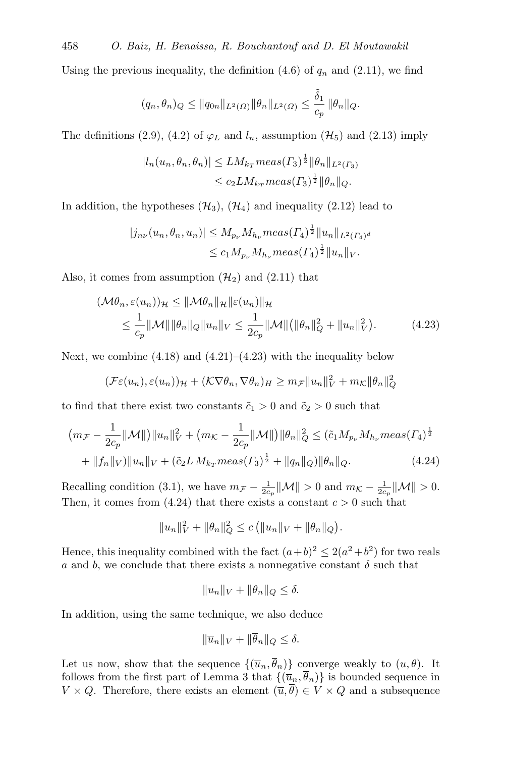Using the previous inequality, the definition (4.6) of $q_n$ and (2.11), we find

$$(q_n, \theta_n)_Q \leq \|q_{0n}\|_{L^2(\Omega)} \|\theta_n\|_{L^2(\Omega)} \leq \frac{\tilde{\delta}_1}{c_p} \|\theta_n\|_Q.$$

The definitions (2.9), (4.2) of $\varphi_L$ and $l_n$, assumption $(\mathcal{H}_5)$ and (2.13) imply

$$\begin{aligned}
|l_n(u_n, \theta_n, \theta_n)| &\leq L M_{k_T} meas(\Gamma_3)^{\frac{1}{2}} \|\theta_n\|_{L^2(\Gamma_3)} \\
&\leq c_2 L M_{k_T} meas(\Gamma_3)^{\frac{1}{2}} \|\theta_n\|_Q.
\end{aligned}$$

In addition, the hypotheses $(\mathcal{H}_3)$, $(\mathcal{H}_4)$ and inequality (2.12) lead to

$$\begin{aligned}
|j_{n\nu}(u_n, \theta_n, u_n)| &\leq M_{p_\nu} M_{h_\nu} meas(\Gamma_4)^{\frac{1}{2}} \|u_n\|_{L^2(\Gamma_4)^d} \\
&\leq c_1 M_{p_\nu} M_{h_\nu} meas(\Gamma_4)^{\frac{1}{2}} \|u_n\|_V.
\end{aligned}$$

Also, it comes from assumption $(\mathcal{H}_2)$ and (2.11) that

$$\begin{aligned}
(\mathcal{M}\theta_n, \varepsilon(u_n))_{\mathcal{H}} &\leq \|\mathcal{M}\theta_n\|_{\mathcal{H}} \|\varepsilon(u_n)\|_{\mathcal{H}} \\
&\leq \frac{1}{c_p} \|\mathcal{M}\| \|\theta_n\|_Q \|u_n\|_V \leq \frac{1}{2c_p} \|\mathcal{M}\| \big( \|\theta_n\|_Q^2 + \|u_n\|_V^2 \big). \qquad (4.23)
\end{aligned}$$

Next, we combine (4.18) and (4.21)–(4.23) with the inequality below

$$(\mathcal{F}\varepsilon(u_n), \varepsilon(u_n))_{\mathcal{H}} + (\mathcal{K}\nabla\theta_n, \nabla\theta_n)_H \geq m_{\mathcal{F}} \|u_n\|_V^2 + m_{\mathcal{K}} \|\theta_n\|_Q^2$$

to find that there exist two constants $\tilde{c}_1 > 0$ and $\tilde{c}_2 > 0$ such that

$$\begin{aligned}
&\big( m_{\mathcal{F}} - \frac{1}{2c_p} \|\mathcal{M}\| \big) \|u_n\|_V^2 + \big( m_{\mathcal{K}} - \frac{1}{2c_p} \|\mathcal{M}\| \big) \|\theta_n\|_Q^2 \leq (\tilde{c}_1 M_{p_\nu} M_{h_\nu} meas(\Gamma_4)^{\frac{1}{2}} \\
&\quad + \|f_n\|_V) \|u_n\|_V + (\tilde{c}_2 L\, M_{k_T} meas(\Gamma_3)^{\frac{1}{2}} + \|q_n\|_Q) \|\theta_n\|_Q. \qquad (4.24)
\end{aligned}$$

Recalling condition (3.1), we have $m_{\mathcal{F}} - \frac{1}{2c_p}\|\mathcal{M}\| > 0$ and $m_{\mathcal{K}} - \frac{1}{2c_p}\|\mathcal{M}\| > 0$. Then, it comes from (4.24) that there exists a constant $c > 0$ such that

$$\|u_n\|_V^2 + \|\theta_n\|_Q^2 \leq c \big( \|u_n\|_V + \|\theta_n\|_Q \big).$$

Hence, this inequality combined with the fact $(a+b)^2 \leq 2(a^2+b^2)$ for two reals $a$ and $b$, we conclude that there exists a nonnegative constant $\delta$ such that

$$\|u_n\|_V + \|\theta_n\|_Q \leq \delta.$$

In addition, using the same technique, we also deduce

$$\|\overline{u}_n\|_V + \|\overline{\theta}_n\|_Q \leq \delta.$$

Let us now, show that the sequence $\{(\overline{u}_n, \overline{\theta}_n)\}$ converge weakly to $(u, \theta)$. It follows from the first part of Lemma 3 that $\{(\overline{u}_n, \overline{\theta}_n)\}$ is bounded sequence in $V \times Q$. Therefore, there exists an element $(\overline{u}, \overline{\theta}) \in V \times Q$ and a subsequence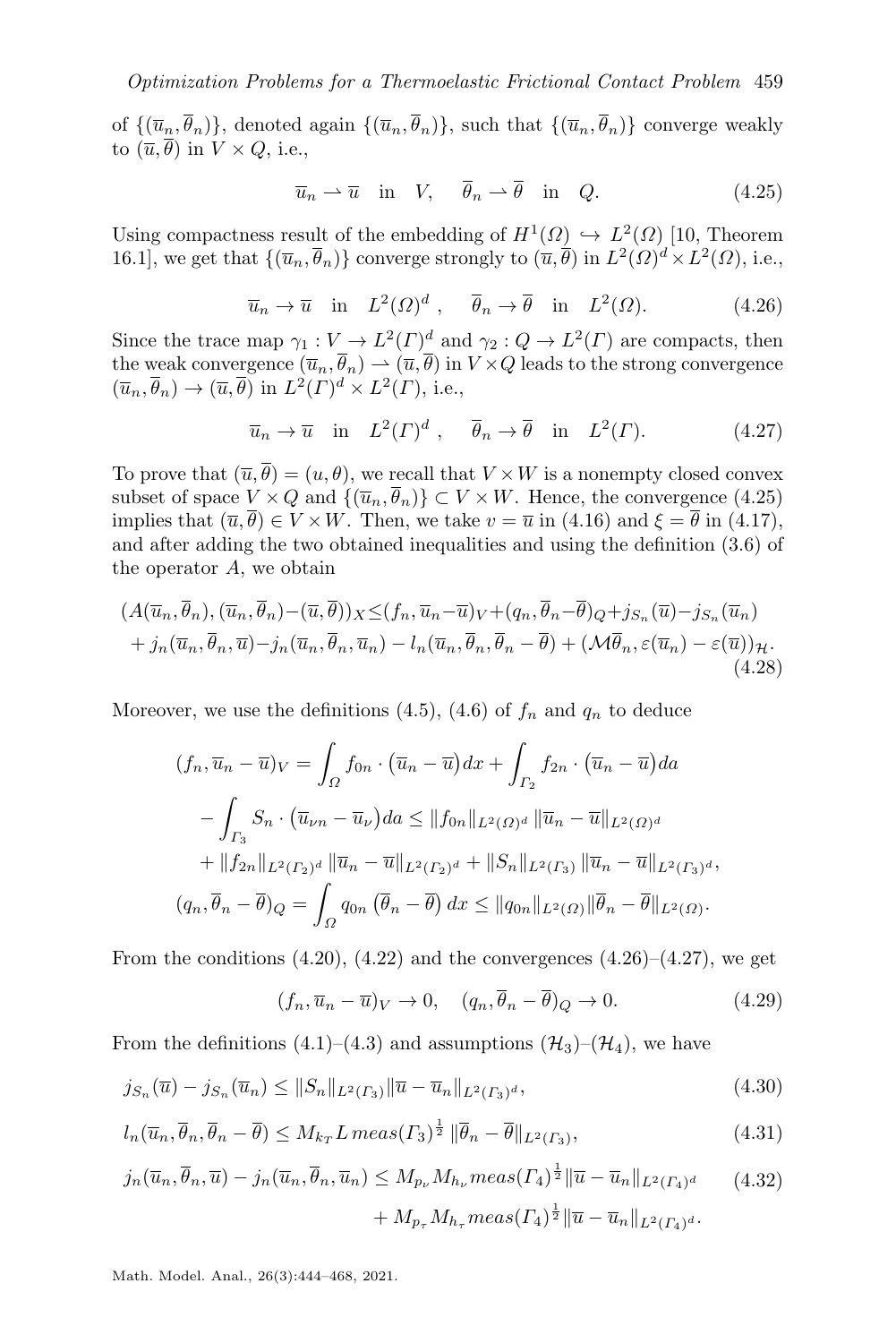of $\{(\overline{u}_n, \overline{\theta}_n)\}$, denoted again $\{(\overline{u}_n, \overline{\theta}_n)\}$, such that $\{(\overline{u}_n, \overline{\theta}_n)\}$ converge weakly to $(\overline{u}, \overline{\theta})$ in $V \times Q$, i.e.,

$$\overline{u}_n \rightharpoonup \overline{u} \quad \text{in} \quad V, \qquad \overline{\theta}_n \rightharpoonup \overline{\theta} \quad \text{in} \quad Q. \tag{4.25}$$

Using compactness result of the embedding of $H^1(\Omega) \hookrightarrow L^2(\Omega)$ [10, Theorem 16.1], we get that $\{(\overline{u}_n, \overline{\theta}_n)\}$ converge strongly to $(\overline{u}, \overline{\theta})$ in $L^2(\Omega)^d \times L^2(\Omega)$, i.e.,

$$\overline{u}_n \to \overline{u} \quad \text{in} \quad L^2(\Omega)^d \,, \qquad \overline{\theta}_n \to \overline{\theta} \quad \text{in} \quad L^2(\Omega). \tag{4.26}$$

Since the trace map $\gamma_1 : V \to L^2(\Gamma)^d$ and $\gamma_2 : Q \to L^2(\Gamma)$ are compacts, then the weak convergence $(\overline{u}_n, \overline{\theta}_n) \rightharpoonup (\overline{u}, \overline{\theta})$ in $V \times Q$ leads to the strong convergence $(\overline{u}_n, \overline{\theta}_n) \to (\overline{u}, \overline{\theta})$ in $L^2(\Gamma)^d \times L^2(\Gamma)$, i.e.,

$$\overline{u}_n \to \overline{u} \quad \text{in} \quad L^2(\Gamma)^d \,, \qquad \overline{\theta}_n \to \overline{\theta} \quad \text{in} \quad L^2(\Gamma). \tag{4.27}$$

To prove that $(\overline{u}, \overline{\theta}) = (u, \theta)$, we recall that $V \times W$ is a nonempty closed convex subset of space $V \times Q$ and $\{(\overline{u}_n, \overline{\theta}_n)\} \subset V \times W$. Hence, the convergence (4.25) implies that $(\overline{u}, \overline{\theta}) \in V \times W$. Then, we take $v = \overline{u}$ in (4.16) and $\xi = \overline{\theta}$ in (4.17), and after adding the two obtained inequalities and using the definition (3.6) of the operator $A$, we obtain

$$\begin{aligned}(A(\overline{u}_n, \overline{\theta}_n), (\overline{u}_n, \overline{\theta}_n) - (\overline{u}, \overline{\theta}))_X &\le (f_n, \overline{u}_n - \overline{u})_V + (q_n, \overline{\theta}_n - \overline{\theta})_Q + j_{S_n}(\overline{u}) - j_{S_n}(\overline{u}_n) \\ &+ j_n(\overline{u}_n, \overline{\theta}_n, \overline{u}) - j_n(\overline{u}_n, \overline{\theta}_n, \overline{u}_n) - l_n(\overline{u}_n, \overline{\theta}_n, \overline{\theta}_n - \overline{\theta}) + (\mathcal{M}\overline{\theta}_n, \varepsilon(\overline{u}_n) - \varepsilon(\overline{u}))_{\mathcal{H}}.\end{aligned} \tag{4.28}$$

Moreover, we use the definitions (4.5), (4.6) of $f_n$ and $q_n$ to deduce

$$\begin{aligned}(f_n, \overline{u}_n - \overline{u})_V &= \int_\Omega f_{0n} \cdot \big(\overline{u}_n - \overline{u}\big) dx + \int_{\Gamma_2} f_{2n} \cdot \big(\overline{u}_n - \overline{u}\big) da \\ &- \int_{\Gamma_3} S_n \cdot \big(\overline{u}_{\nu n} - \overline{u}_\nu\big) da \le \|f_{0n}\|_{L^2(\Omega)^d} \, \|\overline{u}_n - \overline{u}\|_{L^2(\Omega)^d} \\ &+ \|f_{2n}\|_{L^2(\Gamma_2)^d} \, \|\overline{u}_n - \overline{u}\|_{L^2(\Gamma_2)^d} + \|S_n\|_{L^2(\Gamma_3)} \, \|\overline{u}_n - \overline{u}\|_{L^2(\Gamma_3)^d}, \\ (q_n, \overline{\theta}_n - \overline{\theta})_Q &= \int_\Omega q_{0n} \left(\overline{\theta}_n - \overline{\theta}\right) dx \le \|q_{0n}\|_{L^2(\Omega)} \|\overline{\theta}_n - \overline{\theta}\|_{L^2(\Omega)}.\end{aligned}$$

From the conditions (4.20), (4.22) and the convergences (4.26)–(4.27), we get

$$(f_n, \overline{u}_n - \overline{u})_V \to 0, \quad (q_n, \overline{\theta}_n - \overline{\theta})_Q \to 0. \tag{4.29}$$

From the definitions (4.1)–(4.3) and assumptions $(\mathcal{H}_3)$–$(\mathcal{H}_4)$, we have

$$j_{S_n}(\overline{u}) - j_{S_n}(\overline{u}_n) \le \|S_n\|_{L^2(\Gamma_3)} \|\overline{u} - \overline{u}_n\|_{L^2(\Gamma_3)^d}, \tag{4.30}$$

$$l_n(\overline{u}_n, \overline{\theta}_n, \overline{\theta}_n - \overline{\theta}) \le M_{k_T} L \, meas(\Gamma_3)^{\frac{1}{2}} \, \|\overline{\theta}_n - \overline{\theta}\|_{L^2(\Gamma_3)}, \tag{4.31}$$

$$\begin{aligned}j_n(\overline{u}_n, \overline{\theta}_n, \overline{u}) - j_n(\overline{u}_n, \overline{\theta}_n, \overline{u}_n) &\le M_{p_\nu} M_{h_\nu} meas(\Gamma_4)^{\frac{1}{2}} \|\overline{u} - \overline{u}_n\|_{L^2(\Gamma_4)^d} \\ &+ M_{p_\tau} M_{h_\tau} meas(\Gamma_4)^{\frac{1}{2}} \|\overline{u} - \overline{u}_n\|_{L^2(\Gamma_4)^d}.\end{aligned} \tag{4.32}$$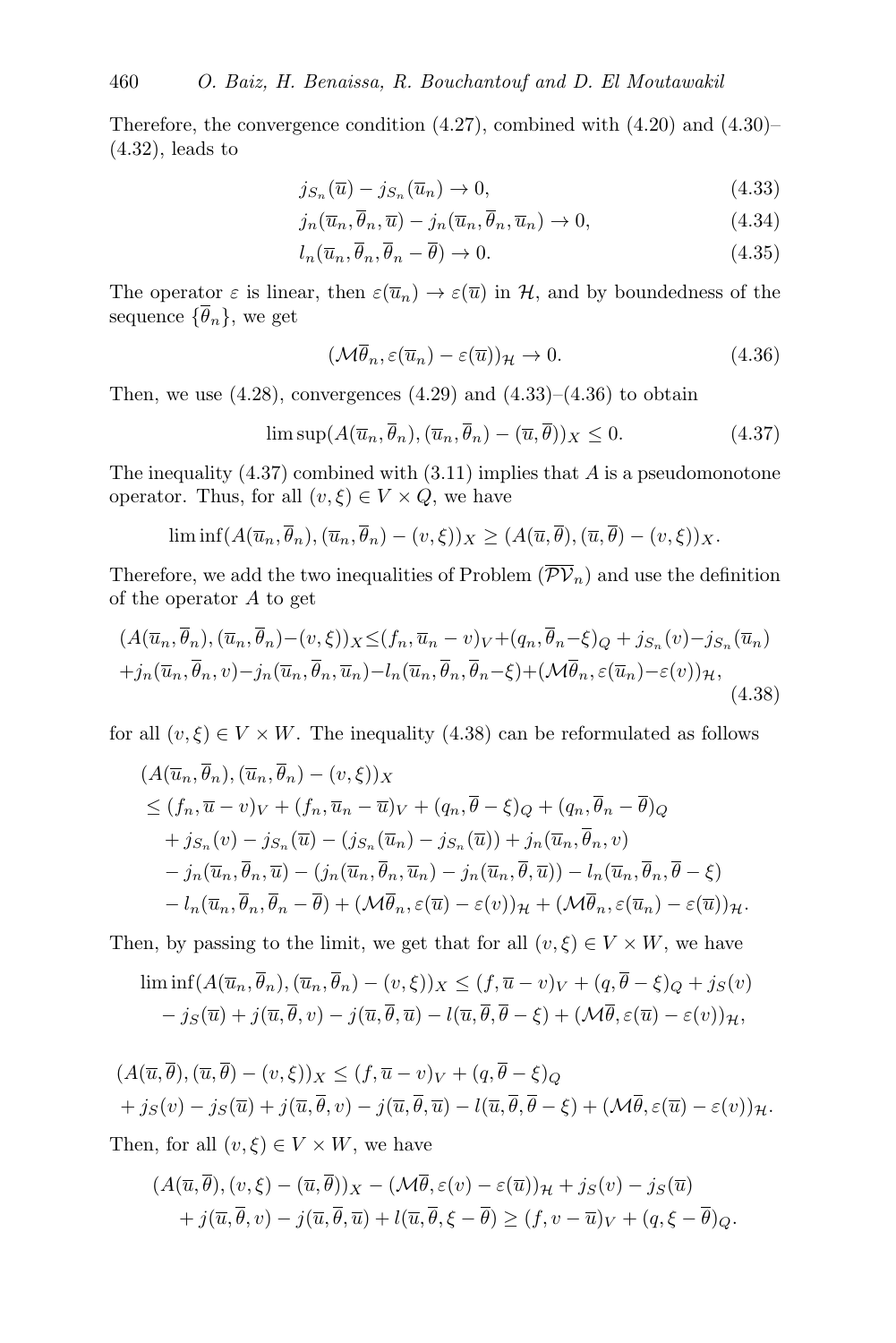Therefore, the convergence condition (4.27), combined with (4.20) and (4.30)–(4.32), leads to

$$j_{S_n}(\overline{u}) - j_{S_n}(\overline{u}_n) \to 0, \tag{4.33}$$

$$j_n(\overline{u}_n, \overline{\theta}_n, \overline{u}) - j_n(\overline{u}_n, \overline{\theta}_n, \overline{u}_n) \to 0, \tag{4.34}$$

$$l_n(\overline{u}_n, \overline{\theta}_n, \overline{\theta}_n - \overline{\theta}) \to 0. \tag{4.35}$$

The operator $\varepsilon$ is linear, then $\varepsilon(\overline{u}_n) \to \varepsilon(\overline{u})$ in $\mathcal{H}$, and by boundedness of the sequence $\{\overline{\theta}_n\}$, we get

$$(\mathcal{M}\overline{\theta}_n, \varepsilon(\overline{u}_n) - \varepsilon(\overline{u}))_{\mathcal{H}} \to 0. \tag{4.36}$$

Then, we use (4.28), convergences (4.29) and (4.33)–(4.36) to obtain

$$\limsup (A(\overline{u}_n, \overline{\theta}_n), (\overline{u}_n, \overline{\theta}_n) - (\overline{u}, \overline{\theta}))_X \leq 0. \tag{4.37}$$

The inequality (4.37) combined with (3.11) implies that $A$ is a pseudomonotone operator. Thus, for all $(v, \xi) \in V \times Q$, we have

$$\liminf (A(\overline{u}_n, \overline{\theta}_n), (\overline{u}_n, \overline{\theta}_n) - (v, \xi))_X \geq (A(\overline{u}, \overline{\theta}), (\overline{u}, \overline{\theta}) - (v, \xi))_X.$$

Therefore, we add the two inequalities of Problem $(\overline{\mathcal{PV}}_n)$ and use the definition of the operator $A$ to get

$$\begin{aligned}
&(A(\overline{u}_n, \overline{\theta}_n), (\overline{u}_n, \overline{\theta}_n) - (v, \xi))_X \leq (f_n, \overline{u}_n - v)_V + (q_n, \overline{\theta}_n - \xi)_Q + j_{S_n}(v) - j_{S_n}(\overline{u}_n) \\
&+ j_n(\overline{u}_n, \overline{\theta}_n, v) - j_n(\overline{u}_n, \overline{\theta}_n, \overline{u}_n) - l_n(\overline{u}_n, \overline{\theta}_n, \overline{\theta}_n - \xi) + (\mathcal{M}\overline{\theta}_n, \varepsilon(\overline{u}_n) - \varepsilon(v))_{\mathcal{H}},
\end{aligned} \tag{4.38}$$

for all $(v, \xi) \in V \times W$. The inequality (4.38) can be reformulated as follows

$$\begin{aligned}
&(A(\overline{u}_n, \overline{\theta}_n), (\overline{u}_n, \overline{\theta}_n) - (v, \xi))_X \\
&\leq (f_n, \overline{u} - v)_V + (f_n, \overline{u}_n - \overline{u})_V + (q_n, \overline{\theta} - \xi)_Q + (q_n, \overline{\theta}_n - \overline{\theta})_Q \\
&\quad + j_{S_n}(v) - j_{S_n}(\overline{u}) - (j_{S_n}(\overline{u}_n) - j_{S_n}(\overline{u})) + j_n(\overline{u}_n, \overline{\theta}_n, v) \\
&\quad - j_n(\overline{u}_n, \overline{\theta}_n, \overline{u}) - (j_n(\overline{u}_n, \overline{\theta}_n, \overline{u}_n) - j_n(\overline{u}_n, \overline{\theta}, \overline{u})) - l_n(\overline{u}_n, \overline{\theta}_n, \overline{\theta} - \xi) \\
&\quad - l_n(\overline{u}_n, \overline{\theta}_n, \overline{\theta}_n - \overline{\theta}) + (\mathcal{M}\overline{\theta}_n, \varepsilon(\overline{u}) - \varepsilon(v))_{\mathcal{H}} + (\mathcal{M}\overline{\theta}_n, \varepsilon(\overline{u}_n) - \varepsilon(\overline{u}))_{\mathcal{H}}.
\end{aligned}$$

Then, by passing to the limit, we get that for all $(v, \xi) \in V \times W$, we have

$$\begin{aligned}
\liminf (A(\overline{u}_n, \overline{\theta}_n), (\overline{u}_n, \overline{\theta}_n) - (v, \xi))_X &\leq (f, \overline{u} - v)_V + (q, \overline{\theta} - \xi)_Q + j_S(v) \\
&- j_S(\overline{u}) + j(\overline{u}, \overline{\theta}, v) - j(\overline{u}, \overline{\theta}, \overline{u}) - l(\overline{u}, \overline{\theta}, \overline{\theta} - \xi) + (\mathcal{M}\overline{\theta}, \varepsilon(\overline{u}) - \varepsilon(v))_{\mathcal{H}},
\end{aligned}$$

$$\begin{aligned}
&(A(\overline{u}, \overline{\theta}), (\overline{u}, \overline{\theta}) - (v, \xi))_X \leq (f, \overline{u} - v)_V + (q, \overline{\theta} - \xi)_Q \\
&+ j_S(v) - j_S(\overline{u}) + j(\overline{u}, \overline{\theta}, v) - j(\overline{u}, \overline{\theta}, \overline{u}) - l(\overline{u}, \overline{\theta}, \overline{\theta} - \xi) + (\mathcal{M}\overline{\theta}, \varepsilon(\overline{u}) - \varepsilon(v))_{\mathcal{H}}.
\end{aligned}$$

Then, for all $(v, \xi) \in V \times W$, we have

$$\begin{aligned}
&(A(\overline{u}, \overline{\theta}), (v, \xi) - (\overline{u}, \overline{\theta}))_X - (\mathcal{M}\overline{\theta}, \varepsilon(v) - \varepsilon(\overline{u}))_{\mathcal{H}} + j_S(v) - j_S(\overline{u}) \\
&\quad + j(\overline{u}, \overline{\theta}, v) - j(\overline{u}, \overline{\theta}, \overline{u}) + l(\overline{u}, \overline{\theta}, \xi - \overline{\theta}) \geq (f, v - \overline{u})_V + (q, \xi - \overline{\theta})_Q.
\end{aligned}$$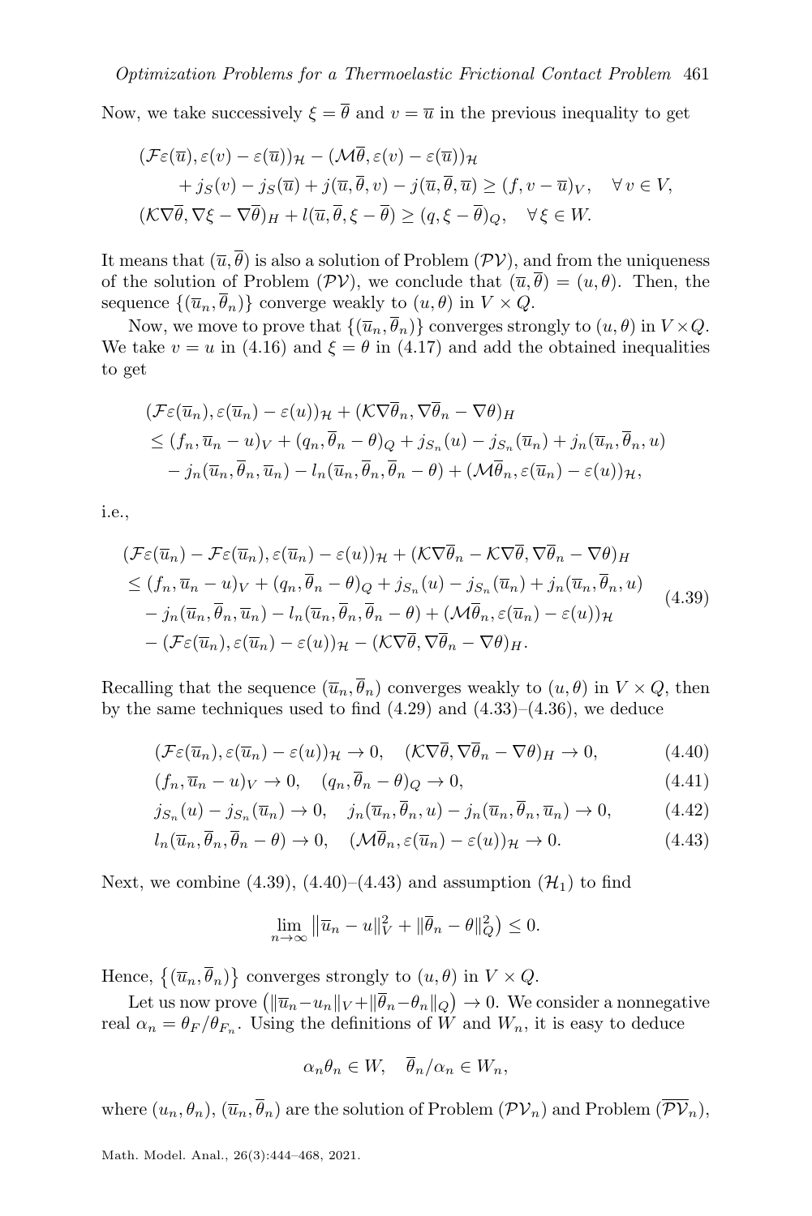Now, we take successively $\xi = \overline{\theta}$ and $v = \overline{u}$ in the previous inequality to get

$$
\begin{aligned}
&(\mathcal{F}\varepsilon(\overline{u}), \varepsilon(v) - \varepsilon(\overline{u}))_{\mathcal{H}} - (\mathcal{M}\overline{\theta}, \varepsilon(v) - \varepsilon(\overline{u}))_{\mathcal{H}} \\
&\qquad + j_S(v) - j_S(\overline{u}) + j(\overline{u}, \overline{\theta}, v) - j(\overline{u}, \overline{\theta}, \overline{u}) \geq (f, v - \overline{u})_V, \quad \forall\, v \in V, \\
&(\mathcal{K}\nabla\overline{\theta}, \nabla\xi - \nabla\overline{\theta})_H + l(\overline{u}, \overline{\theta}, \xi - \overline{\theta}) \geq (q, \xi - \overline{\theta})_Q, \quad \forall\, \xi \in W.
\end{aligned}
$$

It means that $(\overline{u}, \overline{\theta})$ is also a solution of Problem $(\mathcal{PV})$, and from the uniqueness of the solution of Problem $(\mathcal{PV})$, we conclude that $(\overline{u}, \overline{\theta}) = (u, \theta)$. Then, the sequence $\{(\overline{u}_n, \overline{\theta}_n)\}$ converge weakly to $(u, \theta)$ in $V \times Q$.

Now, we move to prove that $\{(\overline{u}_n, \overline{\theta}_n)\}$ converges strongly to $(u, \theta)$ in $V \times Q$. We take $v = u$ in (4.16) and $\xi = \theta$ in (4.17) and add the obtained inequalities to get

$$
\begin{aligned}
&(\mathcal{F}\varepsilon(\overline{u}_n), \varepsilon(\overline{u}_n) - \varepsilon(u))_{\mathcal{H}} + (\mathcal{K}\nabla\overline{\theta}_n, \nabla\overline{\theta}_n - \nabla\theta)_H \\
&\leq (f_n, \overline{u}_n - u)_V + (q_n, \overline{\theta}_n - \theta)_Q + j_{S_n}(u) - j_{S_n}(\overline{u}_n) + j_n(\overline{u}_n, \overline{\theta}_n, u) \\
&\quad - j_n(\overline{u}_n, \overline{\theta}_n, \overline{u}_n) - l_n(\overline{u}_n, \overline{\theta}_n, \overline{\theta}_n - \theta) + (\mathcal{M}\overline{\theta}_n, \varepsilon(\overline{u}_n) - \varepsilon(u))_{\mathcal{H}},
\end{aligned}
$$

i.e.,

$$
\begin{aligned}
&(\mathcal{F}\varepsilon(\overline{u}_n) - \mathcal{F}\varepsilon(\overline{u}_n), \varepsilon(\overline{u}_n) - \varepsilon(u))_{\mathcal{H}} + (\mathcal{K}\nabla\overline{\theta}_n - \mathcal{K}\nabla\overline{\theta}, \nabla\overline{\theta}_n - \nabla\theta)_H \\
&\leq (f_n, \overline{u}_n - u)_V + (q_n, \overline{\theta}_n - \theta)_Q + j_{S_n}(u) - j_{S_n}(\overline{u}_n) + j_n(\overline{u}_n, \overline{\theta}_n, u) \\
&\quad - j_n(\overline{u}_n, \overline{\theta}_n, \overline{u}_n) - l_n(\overline{u}_n, \overline{\theta}_n, \overline{\theta}_n - \theta) + (\mathcal{M}\overline{\theta}_n, \varepsilon(\overline{u}_n) - \varepsilon(u))_{\mathcal{H}} \\
&\quad - (\mathcal{F}\varepsilon(\overline{u}_n), \varepsilon(\overline{u}_n) - \varepsilon(u))_{\mathcal{H}} - (\mathcal{K}\nabla\overline{\theta}, \nabla\overline{\theta}_n - \nabla\theta)_H.
\end{aligned}
\tag{4.39}
$$

Recalling that the sequence $(\overline{u}_n, \overline{\theta}_n)$ converges weakly to $(u, \theta)$ in $V \times Q$, then by the same techniques used to find (4.29) and (4.33)–(4.36), we deduce

$$
(\mathcal{F}\varepsilon(\overline{u}_n), \varepsilon(\overline{u}_n) - \varepsilon(u))_{\mathcal{H}} \to 0, \quad (\mathcal{K}\nabla\overline{\theta}, \nabla\overline{\theta}_n - \nabla\theta)_H \to 0, \tag{4.40}
$$

$$
(f_n, \overline{u}_n - u)_V \to 0, \quad (q_n, \overline{\theta}_n - \theta)_Q \to 0, \tag{4.41}
$$

$$
j_{S_n}(u) - j_{S_n}(\overline{u}_n) \to 0, \quad j_n(\overline{u}_n, \overline{\theta}_n, u) - j_n(\overline{u}_n, \overline{\theta}_n, \overline{u}_n) \to 0, \tag{4.42}
$$

$$
l_n(\overline{u}_n, \overline{\theta}_n, \overline{\theta}_n - \theta) \to 0, \quad (\mathcal{M}\overline{\theta}_n, \varepsilon(\overline{u}_n) - \varepsilon(u))_{\mathcal{H}} \to 0. \tag{4.43}
$$

Next, we combine (4.39), (4.40)–(4.43) and assumption $(\mathcal{H}_1)$ to find

$$
\lim_{n\to\infty} \big\| \overline{u}_n - u\|_V^2 + \|\overline{\theta}_n - \theta\|_Q^2\big) \leq 0.
$$

Hence, $\{(\overline{u}_n, \overline{\theta}_n)\}$ converges strongly to $(u, \theta)$ in $V \times Q$.

Let us now prove $\big(\|\overline{u}_n - u_n\|_V + \|\overline{\theta}_n - \theta_n\|_Q\big) \to 0$. We consider a nonnegative real $\alpha_n = \theta_F/\theta_{F_n}$. Using the definitions of $W$ and $W_n$, it is easy to deduce

$$
\alpha_n \theta_n \in W, \quad \overline{\theta}_n/\alpha_n \in W_n,
$$

where $(u_n, \theta_n)$, $(\overline{u}_n, \overline{\theta}_n)$ are the solution of Problem $(\mathcal{PV}_n)$ and Problem $(\overline{\mathcal{PV}}_n)$,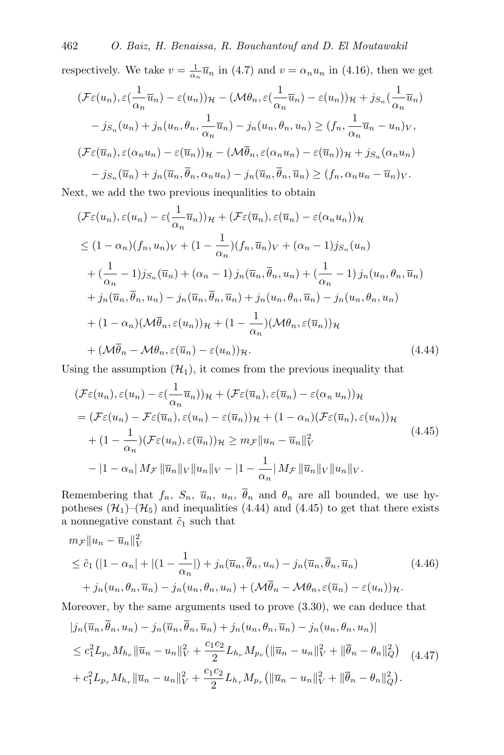respectively. We take $v = \frac{1}{\alpha_n}\overline{u}_n$ in (4.7) and $v = \alpha_n u_n$ in (4.16), then we get

$$
\begin{aligned}
&(\mathcal{F}\varepsilon(u_n), \varepsilon(\frac{1}{\alpha_n}\overline{u}_n) - \varepsilon(u_n))_{\mathcal{H}} - (\mathcal{M}\theta_n, \varepsilon(\frac{1}{\alpha_n}\overline{u}_n) - \varepsilon(u_n))_{\mathcal{H}} + j_{S_n}(\frac{1}{\alpha_n}\overline{u}_n) \\
&\quad - j_{S_n}(u_n) + j_n(u_n, \theta_n, \frac{1}{\alpha_n}\overline{u}_n) - j_n(u_n, \theta_n, u_n) \geq (f_n, \frac{1}{\alpha_n}\overline{u}_n - u_n)_V, \\
&(\mathcal{F}\varepsilon(\overline{u}_n), \varepsilon(\alpha_n u_n) - \varepsilon(\overline{u}_n))_{\mathcal{H}} - (\mathcal{M}\overline{\theta}_n, \varepsilon(\alpha_n u_n) - \varepsilon(\overline{u}_n))_{\mathcal{H}} + j_{S_n}(\alpha_n u_n) \\
&\quad - j_{S_n}(\overline{u}_n) + j_n(\overline{u}_n, \overline{\theta}_n, \alpha_n u_n) - j_n(\overline{u}_n, \overline{\theta}_n, \overline{u}_n) \geq (f_n, \alpha_n u_n - \overline{u}_n)_V.
\end{aligned}
$$

Next, we add the two previous inequalities to obtain

$$
\begin{aligned}
&(\mathcal{F}\varepsilon(u_n), \varepsilon(u_n) - \varepsilon(\frac{1}{\alpha_n}\overline{u}_n))_{\mathcal{H}} + (\mathcal{F}\varepsilon(\overline{u}_n), \varepsilon(\overline{u}_n) - \varepsilon(\alpha_n u_n))_{\mathcal{H}} \\
&\leq (1-\alpha_n)(f_n, u_n)_V + (1 - \frac{1}{\alpha_n})(f_n, \overline{u}_n)_V + (\alpha_n - 1) j_{S_n}(u_n) \\
&\quad + (\frac{1}{\alpha_n} - 1) j_{S_n}(\overline{u}_n) + (\alpha_n - 1)\, j_n(\overline{u}_n, \overline{\theta}_n, u_n) + (\frac{1}{\alpha_n} - 1)\, j_n(u_n, \theta_n, \overline{u}_n) \\
&\quad + j_n(\overline{u}_n, \overline{\theta}_n, u_n) - j_n(\overline{u}_n, \overline{\theta}_n, \overline{u}_n) + j_n(u_n, \theta_n, \overline{u}_n) - j_n(u_n, \theta_n, u_n) \\
&\quad + (1-\alpha_n)(\mathcal{M}\overline{\theta}_n, \varepsilon(u_n))_{\mathcal{H}} + (1 - \frac{1}{\alpha_n})(\mathcal{M}\theta_n, \varepsilon(\overline{u}_n))_{\mathcal{H}} \\
&\quad + (\mathcal{M}\overline{\theta}_n - \mathcal{M}\theta_n, \varepsilon(\overline{u}_n) - \varepsilon(u_n))_{\mathcal{H}}.
\end{aligned} \tag{4.44}
$$

Using the assumption $(\mathcal{H}_1)$, it comes from the previous inequality that

$$
\begin{aligned}
&(\mathcal{F}\varepsilon(u_n), \varepsilon(u_n) - \varepsilon(\frac{1}{\alpha_n}\overline{u}_n))_{\mathcal{H}} + (\mathcal{F}\varepsilon(\overline{u}_n), \varepsilon(\overline{u}_n) - \varepsilon(\alpha_n u_n))_{\mathcal{H}} \\
&= (\mathcal{F}\varepsilon(u_n) - \mathcal{F}\varepsilon(\overline{u}_n), \varepsilon(u_n) - \varepsilon(\overline{u}_n))_{\mathcal{H}} + (1-\alpha_n)(\mathcal{F}\varepsilon(\overline{u}_n), \varepsilon(u_n))_{\mathcal{H}} \\
&\quad + (1 - \frac{1}{\alpha_n})(\mathcal{F}\varepsilon(u_n), \varepsilon(\overline{u}_n))_{\mathcal{H}} \geq m_{\mathcal{F}} \|u_n - \overline{u}_n\|_V^2 \\
&\quad - |1-\alpha_n|\, M_{\mathcal{F}}\, \|\overline{u}_n\|_V \|u_n\|_V - |1 - \frac{1}{\alpha_n}|\, M_{\mathcal{F}}\, \|\overline{u}_n\|_V \|u_n\|_V.
\end{aligned} \tag{4.45}
$$

Remembering that $f_n$, $S_n$, $\overline{u}_n$, $u_n$, $\overline{\theta}_n$ and $\theta_n$ are all bounded, we use hypotheses $(\mathcal{H}_1)$–$(\mathcal{H}_5)$ and inequalities (4.44) and (4.45) to get that there exists a nonnegative constant $\tilde{c}_1$ such that

$$
\begin{aligned}
&m_{\mathcal{F}} \|u_n - \overline{u}_n\|_V^2 \\
&\leq \tilde{c}_1\left(|1-\alpha_n| + |(1 - \frac{1}{\alpha_n}|\right) + j_n(\overline{u}_n, \overline{\theta}_n, u_n) - j_n(\overline{u}_n, \overline{\theta}_n, \overline{u}_n) \\
&\quad + j_n(u_n, \theta_n, \overline{u}_n) - j_n(u_n, \theta_n, u_n) + (\mathcal{M}\overline{\theta}_n - \mathcal{M}\theta_n, \varepsilon(\overline{u}_n) - \varepsilon(u_n))_{\mathcal{H}}.
\end{aligned} \tag{4.46}
$$

Moreover, by the same arguments used to prove (3.30), we can deduce that

$$
\begin{aligned}
&|j_n(\overline{u}_n, \overline{\theta}_n, u_n) - j_n(\overline{u}_n, \overline{\theta}_n, \overline{u}_n) + j_n(u_n, \theta_n, \overline{u}_n) - j_n(u_n, \theta_n, u_n)| \\
&\leq c_1^2 L_{p_\nu} M_{h_\nu} \|\overline{u}_n - u_n\|_V^2 + \frac{c_1 c_2}{2} L_{h_\nu} M_{p_\nu}\left(\|\overline{u}_n - u_n\|_V^2 + \|\overline{\theta}_n - \theta_n\|_Q^2\right) \\
&\quad + c_1^2 L_{p_\tau} M_{h_\tau} \|\overline{u}_n - u_n\|_V^2 + \frac{c_1 c_2}{2} L_{h_\tau} M_{p_\tau}\left(\|\overline{u}_n - u_n\|_V^2 + \|\overline{\theta}_n - \theta_n\|_Q^2\right).
\end{aligned} \tag{4.47}
$$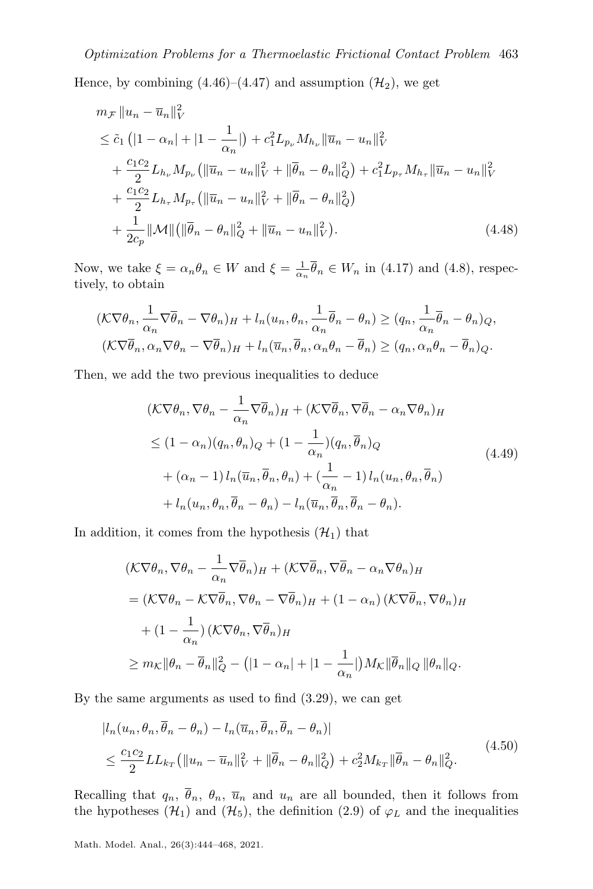Hence, by combining (4.46)–(4.47) and assumption $(\mathcal{H}_2)$, we get

$$
\begin{aligned}
& m_{\mathcal{F}} \|u_n - \overline{u}_n\|_V^2 \\
& \le \tilde{c}_1 \left(|1-\alpha_n| + |1 - \frac{1}{\alpha_n}|\right) + c_1^2 L_{p_\nu} M_{h_\nu} \|\overline{u}_n - u_n\|_V^2 \\
& \quad + \frac{c_1 c_2}{2} L_{h_\nu} M_{p_\nu} \big(\|\overline{u}_n - u_n\|_V^2 + \|\overline{\theta}_n - \theta_n\|_Q^2\big) + c_1^2 L_{p_\tau} M_{h_\tau} \|\overline{u}_n - u_n\|_V^2 \\
& \quad + \frac{c_1 c_2}{2} L_{h_\tau} M_{p_\tau} \big(\|\overline{u}_n - u_n\|_V^2 + \|\overline{\theta}_n - \theta_n\|_Q^2\big) \\
& \quad + \frac{1}{2c_p} \|\mathcal{M}\| \big(\|\overline{\theta}_n - \theta_n\|_Q^2 + \|\overline{u}_n - u_n\|_V^2\big).
\end{aligned}
\tag{4.48}
$$

Now, we take $\xi = \alpha_n \theta_n \in W$ and $\xi = \frac{1}{\alpha_n}\overline{\theta}_n \in W_n$ in (4.17) and (4.8), respectively, to obtain

$$
\begin{aligned}
(\mathcal{K}\nabla\theta_n, \frac{1}{\alpha_n}\nabla\overline{\theta}_n - \nabla\theta_n)_H + l_n(u_n, \theta_n, \frac{1}{\alpha_n}\overline{\theta}_n - \theta_n) &\ge (q_n, \frac{1}{\alpha_n}\overline{\theta}_n - \theta_n)_Q, \\
(\mathcal{K}\nabla\overline{\theta}_n, \alpha_n\nabla\theta_n - \nabla\overline{\theta}_n)_H + l_n(\overline{u}_n, \overline{\theta}_n, \alpha_n\theta_n - \overline{\theta}_n) &\ge (q_n, \alpha_n\theta_n - \overline{\theta}_n)_Q.
\end{aligned}
$$

Then, we add the two previous inequalities to deduce

$$
\begin{aligned}
& (\mathcal{K}\nabla\theta_n, \nabla\theta_n - \frac{1}{\alpha_n}\nabla\overline{\theta}_n)_H + (\mathcal{K}\nabla\overline{\theta}_n, \nabla\overline{\theta}_n - \alpha_n\nabla\theta_n)_H \\
& \le (1-\alpha_n)(q_n, \theta_n)_Q + (1 - \frac{1}{\alpha_n})(q_n, \overline{\theta}_n)_Q \\
& \quad + (\alpha_n - 1)\, l_n(\overline{u}_n, \overline{\theta}_n, \theta_n) + (\frac{1}{\alpha_n} - 1)\, l_n(u_n, \theta_n, \overline{\theta}_n) \\
& \quad + l_n(u_n, \theta_n, \overline{\theta}_n - \theta_n) - l_n(\overline{u}_n, \overline{\theta}_n, \overline{\theta}_n - \theta_n).
\end{aligned}
\tag{4.49}
$$

In addition, it comes from the hypothesis $(\mathcal{H}_1)$ that

$$
\begin{aligned}
& (\mathcal{K}\nabla\theta_n, \nabla\theta_n - \frac{1}{\alpha_n}\nabla\overline{\theta}_n)_H + (\mathcal{K}\nabla\overline{\theta}_n, \nabla\overline{\theta}_n - \alpha_n\nabla\theta_n)_H \\
& = (\mathcal{K}\nabla\theta_n - \mathcal{K}\nabla\overline{\theta}_n, \nabla\theta_n - \nabla\overline{\theta}_n)_H + (1-\alpha_n)\,(\mathcal{K}\nabla\overline{\theta}_n, \nabla\theta_n)_H \\
& \quad + (1 - \frac{1}{\alpha_n})\,(\mathcal{K}\nabla\theta_n, \nabla\overline{\theta}_n)_H \\
& \ge m_{\mathcal{K}} \|\theta_n - \overline{\theta}_n\|_Q^2 - \big(|1-\alpha_n| + |1 - \frac{1}{\alpha_n}|\big) M_{\mathcal{K}} \|\overline{\theta}_n\|_Q \, \|\theta_n\|_Q.
\end{aligned}
$$

By the same arguments as used to find (3.29), we can get

$$
\begin{aligned}
& |l_n(u_n, \theta_n, \overline{\theta}_n - \theta_n) - l_n(\overline{u}_n, \overline{\theta}_n, \overline{\theta}_n - \theta_n)| \\
& \le \frac{c_1 c_2}{2} L L_{k_T} \big(\|u_n - \overline{u}_n\|_V^2 + \|\overline{\theta}_n - \theta_n\|_Q^2\big) + c_2^2 M_{k_T} \|\overline{\theta}_n - \theta_n\|_Q^2.
\end{aligned}
\tag{4.50}
$$

Recalling that $q_n$, $\overline{\theta}_n$, $\theta_n$, $\overline{u}_n$ and $u_n$ are all bounded, then it follows from the hypotheses $(\mathcal{H}_1)$ and $(\mathcal{H}_5)$, the definition (2.9) of $\varphi_L$ and the inequalities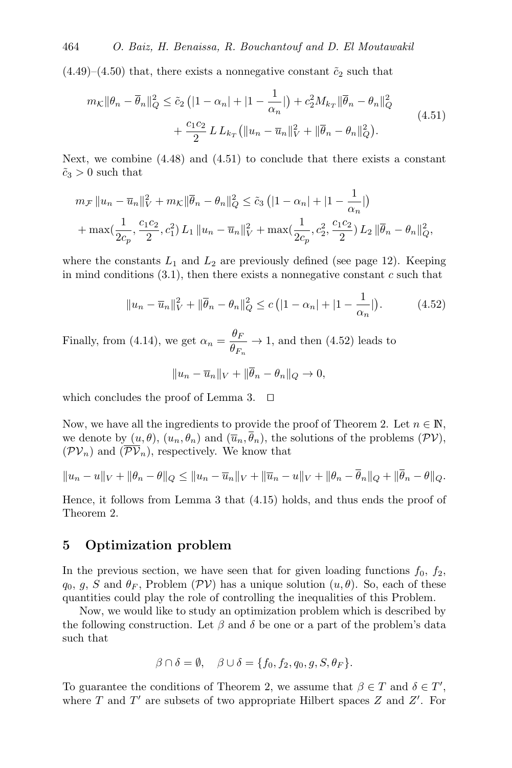(4.49)–(4.50) that, there exists a nonnegative constant $\tilde{c}_2$ such that

$$m_{\mathcal{K}} \|\theta_n - \overline{\theta}_n\|_Q^2 \leq \tilde{c}_2 \big(|1-\alpha_n| + |1 - \frac{1}{\alpha_n}|\big) + c_2^2 M_{k_T} \|\overline{\theta}_n - \theta_n\|_Q^2 + \frac{c_1 c_2}{2} \, L \, L_{k_T} \big(\|u_n - \overline{u}_n\|_V^2 + \|\overline{\theta}_n - \theta_n\|_Q^2\big). \tag{4.51}$$

Next, we combine (4.48) and (4.51) to conclude that there exists a constant $\tilde{c}_3 > 0$ such that

$$m_{\mathcal{F}} \, \|u_n - \overline{u}_n\|_V^2 + m_{\mathcal{K}} \|\overline{\theta}_n - \theta_n\|_Q^2 \leq \tilde{c}_3 \big(|1-\alpha_n| + |1 - \frac{1}{\alpha_n}|\big)$$
$$+ \max(\frac{1}{2c_p}, \frac{c_1 c_2}{2}, c_1^2) \, L_1 \, \|u_n - \overline{u}_n\|_V^2 + \max(\frac{1}{2c_p}, c_2^2, \frac{c_1 c_2}{2}) \, L_2 \, \|\overline{\theta}_n - \theta_n\|_Q^2,$$

where the constants $L_1$ and $L_2$ are previously defined (see page 12). Keeping in mind conditions (3.1), then there exists a nonnegative constant $c$ such that

$$\|u_n - \overline{u}_n\|_V^2 + \|\overline{\theta}_n - \theta_n\|_Q^2 \leq c \big(|1-\alpha_n| + |1 - \frac{1}{\alpha_n}|\big). \tag{4.52}$$

Finally, from (4.14), we get $\alpha_n = \dfrac{\theta_F}{\theta_{F_n}} \to 1$, and then (4.52) leads to

$$\|u_n - \overline{u}_n\|_V + \|\overline{\theta}_n - \theta_n\|_Q \to 0,$$

which concludes the proof of Lemma 3. □

Now, we have all the ingredients to provide the proof of Theorem 2. Let $n \in \mathbb{N}$, we denote by $(u, \theta)$, $(u_n, \theta_n)$ and $(\overline{u}_n, \overline{\theta}_n)$, the solutions of the problems $(\mathcal{PV})$, $(\mathcal{PV}_n)$ and $(\overline{\mathcal{PV}}_n)$, respectively. We know that

$$\|u_n - u\|_V + \|\theta_n - \theta\|_Q \leq \|u_n - \overline{u}_n\|_V + \|\overline{u}_n - u\|_V + \|\theta_n - \overline{\theta}_n\|_Q + \|\overline{\theta}_n - \theta\|_Q.$$

Hence, it follows from Lemma 3 that (4.15) holds, and thus ends the proof of Theorem 2.

## 5 Optimization problem

In the previous section, we have seen that for given loading functions $f_0$, $f_2$, $q_0$, $g$, $S$ and $\theta_F$, Problem $(\mathcal{PV})$ has a unique solution $(u, \theta)$. So, each of these quantities could play the role of controlling the inequalities of this Problem.

Now, we would like to study an optimization problem which is described by the following construction. Let $\beta$ and $\delta$ be one or a part of the problem's data such that

$$\beta \cap \delta = \emptyset, \quad \beta \cup \delta = \{f_0, f_2, q_0, g, S, \theta_F\}.$$

To guarantee the conditions of Theorem 2, we assume that $\beta \in T$ and $\delta \in T'$, where $T$ and $T'$ are subsets of two appropriate Hilbert spaces $Z$ and $Z'$. For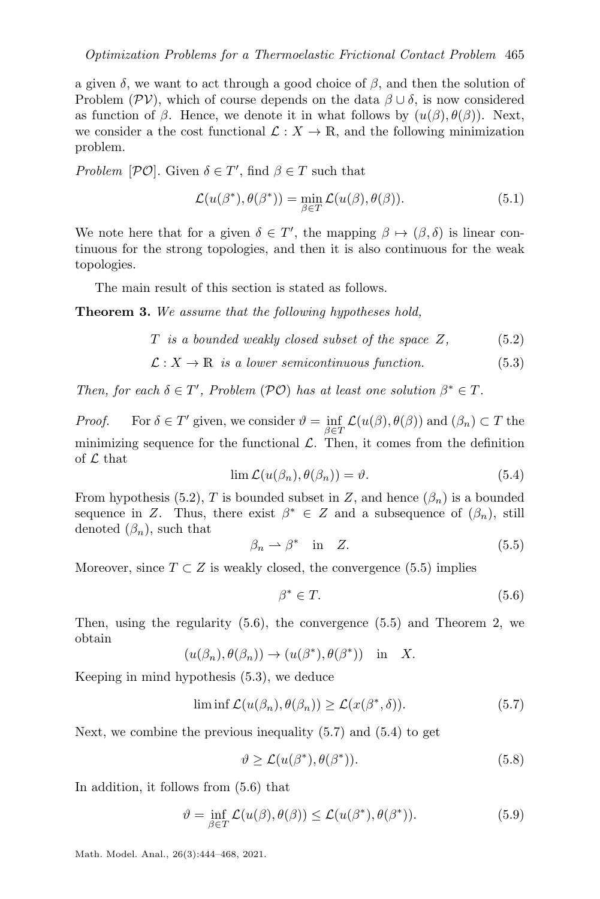a given $\delta$, we want to act through a good choice of $\beta$, and then the solution of Problem $(\mathcal{PV})$, which of course depends on the data $\beta \cup \delta$, is now considered as function of $\beta$. Hence, we denote it in what follows by $(u(\beta), \theta(\beta))$. Next, we consider a the cost functional $\mathcal{L} : X \to \mathbb{R}$, and the following minimization problem.

*Problem* $[\mathcal{PO}]$. Given $\delta \in T'$, find $\beta \in T$ such that

$$\mathcal{L}(u(\beta^*), \theta(\beta^*)) = \min_{\beta \in T} \mathcal{L}(u(\beta), \theta(\beta)). \tag{5.1}$$

We note here that for a given $\delta \in T'$, the mapping $\beta \mapsto (\beta, \delta)$ is linear continuous for the strong topologies, and then it is also continuous for the weak topologies.

The main result of this section is stated as follows.

**Theorem 3.** *We assume that the following hypotheses hold,*

$$T \;\; \textit{is a bounded weakly closed subset of the space } Z, \tag{5.2}$$

$$\mathcal{L} : X \to \mathbb{R} \;\; \textit{is a lower semicontinuous function.} \tag{5.3}$$

*Then, for each $\delta \in T'$, Problem $(\mathcal{PO})$ has at least one solution $\beta^* \in T$.*

*Proof.* For $\delta \in T'$ given, we consider $\vartheta = \inf\limits_{\beta \in T} \mathcal{L}(u(\beta), \theta(\beta))$ and $(\beta_n) \subset T$ the minimizing sequence for the functional $\mathcal{L}$. Then, it comes from the definition of $\mathcal{L}$ that

$$\lim \mathcal{L}(u(\beta_n), \theta(\beta_n)) = \vartheta. \tag{5.4}$$

From hypothesis (5.2), $T$ is bounded subset in $Z$, and hence $(\beta_n)$ is a bounded sequence in $Z$. Thus, there exist $\beta^* \in Z$ and a subsequence of $(\beta_n)$, still denoted $(\beta_n)$, such that

$$\beta_n \rightharpoonup \beta^* \quad \text{in} \quad Z. \tag{5.5}$$

Moreover, since $T \subset Z$ is weakly closed, the convergence (5.5) implies

$$\beta^* \in T. \tag{5.6}$$

Then, using the regularity (5.6), the convergence (5.5) and Theorem 2, we obtain

$$(u(\beta_n), \theta(\beta_n)) \to (u(\beta^*), \theta(\beta^*)) \quad \text{in} \quad X.$$

Keeping in mind hypothesis (5.3), we deduce

$$\liminf \mathcal{L}(u(\beta_n), \theta(\beta_n)) \geq \mathcal{L}(x(\beta^*, \delta)). \tag{5.7}$$

Next, we combine the previous inequality (5.7) and (5.4) to get

$$\vartheta \geq \mathcal{L}(u(\beta^*), \theta(\beta^*)). \tag{5.8}$$

In addition, it follows from (5.6) that

$$\vartheta = \inf_{\beta \in T} \mathcal{L}(u(\beta), \theta(\beta)) \leq \mathcal{L}(u(\beta^*), \theta(\beta^*)). \tag{5.9}$$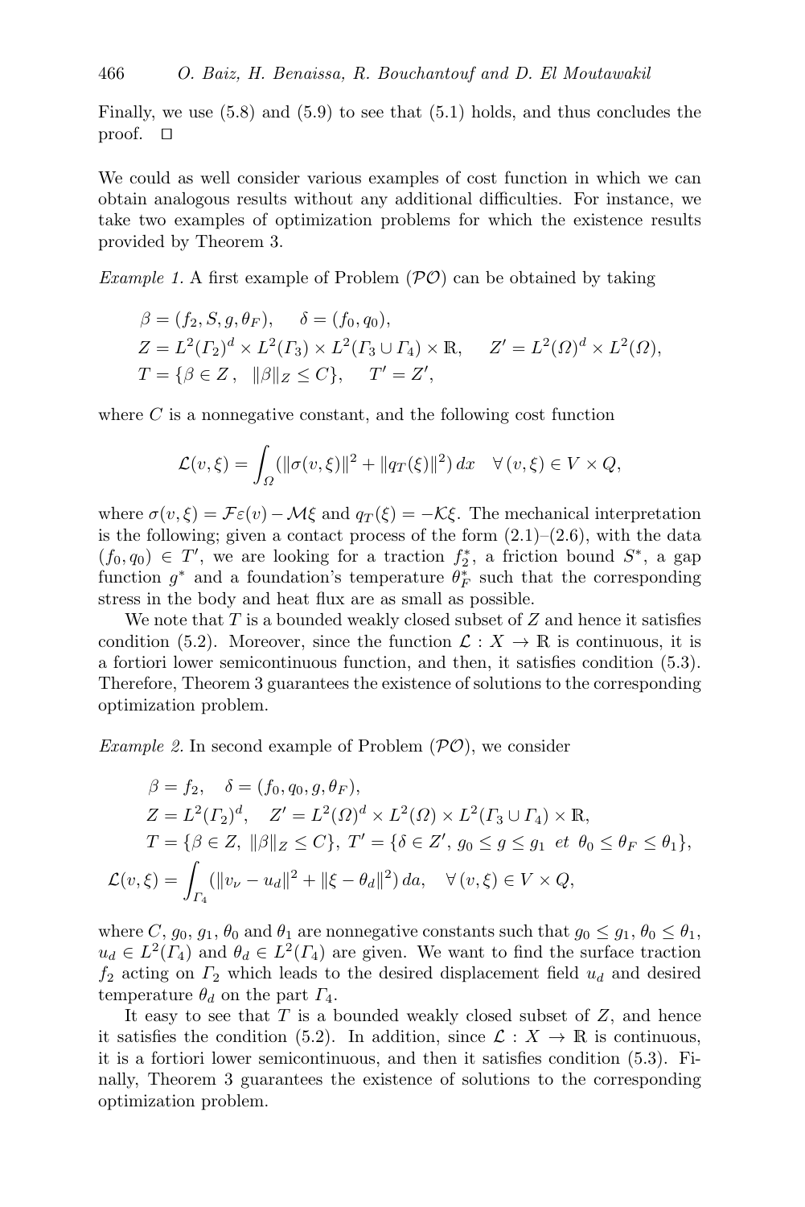Finally, we use (5.8) and (5.9) to see that (5.1) holds, and thus concludes the proof. □

We could as well consider various examples of cost function in which we can obtain analogous results without any additional difficulties. For instance, we take two examples of optimization problems for which the existence results provided by Theorem 3.

*Example 1.* A first example of Problem $(\mathcal{PO})$ can be obtained by taking

$$
\begin{aligned}
&\beta = (f_2, S, g, \theta_F), \qquad \delta = (f_0, q_0),\\
&Z = L^2(\Gamma_2)^d \times L^2(\Gamma_3) \times L^2(\Gamma_3 \cup \Gamma_4) \times \mathbb{R}, \qquad Z' = L^2(\Omega)^d \times L^2(\Omega),\\
&T = \{\beta \in Z\,,\ \ \|\beta\|_Z \leq C\}, \qquad T' = Z',
\end{aligned}
$$

where $C$ is a nonnegative constant, and the following cost function

$$
\mathcal{L}(v,\xi) = \int_\Omega (\|\sigma(v,\xi)\|^2 + \|q_T(\xi)\|^2)\, dx \quad \forall\, (v,\xi) \in V \times Q,
$$

where $\sigma(v,\xi) = \mathcal{F}\varepsilon(v) - \mathcal{M}\xi$ and $q_T(\xi) = -\mathcal{K}\xi$. The mechanical interpretation is the following; given a contact process of the form (2.1)–(2.6), with the data $(f_0, q_0) \in T'$, we are looking for a traction $f_2^*$, a friction bound $S^*$, a gap function $g^*$ and a foundation's temperature $\theta_F^*$ such that the corresponding stress in the body and heat flux are as small as possible.

We note that $T$ is a bounded weakly closed subset of $Z$ and hence it satisfies condition (5.2). Moreover, since the function $\mathcal{L} : X \to \mathbb{R}$ is continuous, it is a fortiori lower semicontinuous function, and then, it satisfies condition (5.3). Therefore, Theorem 3 guarantees the existence of solutions to the corresponding optimization problem.

*Example 2.* In second example of Problem $(\mathcal{PO})$, we consider

$$
\begin{aligned}
&\beta = f_2, \quad \delta = (f_0, q_0, g, \theta_F),\\
&Z = L^2(\Gamma_2)^d, \quad Z' = L^2(\Omega)^d \times L^2(\Omega) \times L^2(\Gamma_3 \cup \Gamma_4) \times \mathbb{R},\\
&T = \{\beta \in Z,\ \|\beta\|_Z \leq C\},\ T' = \{\delta \in Z',\ g_0 \leq g \leq g_1\ \ et\ \ \theta_0 \leq \theta_F \leq \theta_1\},\\
&\mathcal{L}(v,\xi) = \int_{\Gamma_4} (\|v_\nu - u_d\|^2 + \|\xi - \theta_d\|^2)\, da, \quad \forall\, (v,\xi) \in V \times Q,
\end{aligned}
$$

where $C$, $g_0$, $g_1$, $\theta_0$ and $\theta_1$ are nonnegative constants such that $g_0 \leq g_1$, $\theta_0 \leq \theta_1$, $u_d \in L^2(\Gamma_4)$ and $\theta_d \in L^2(\Gamma_4)$ are given. We want to find the surface traction $f_2$ acting on $\Gamma_2$ which leads to the desired displacement field $u_d$ and desired temperature $\theta_d$ on the part $\Gamma_4$.

It easy to see that $T$ is a bounded weakly closed subset of $Z$, and hence it satisfies the condition (5.2). In addition, since $\mathcal{L} : X \to \mathbb{R}$ is continuous, it is a fortiori lower semicontinuous, and then it satisfies condition (5.3). Finally, Theorem 3 guarantees the existence of solutions to the corresponding optimization problem.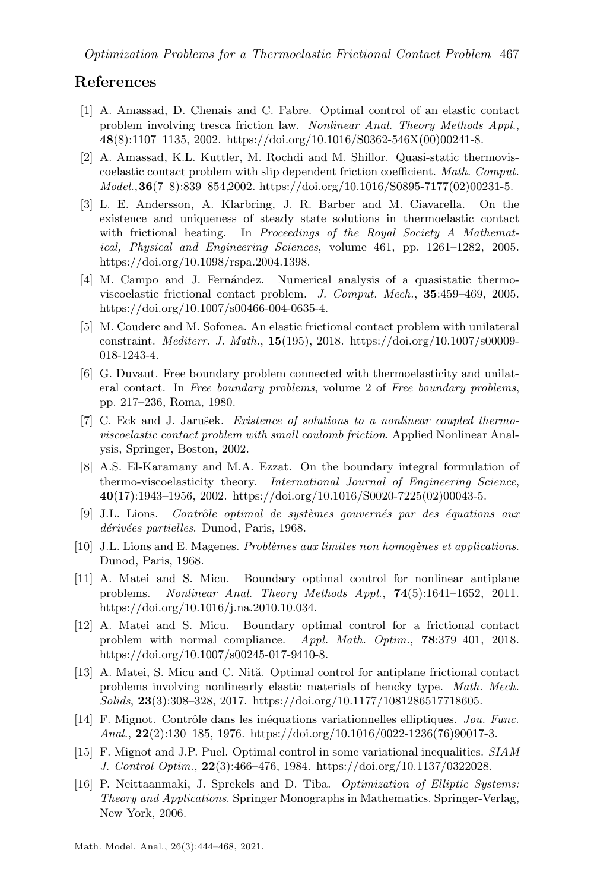## References

[1] A. Amassad, D. Chenais and C. Fabre. Optimal control of an elastic contact problem involving tresca friction law. *Nonlinear Anal. Theory Methods Appl.*, **48**(8):1107–1135, 2002. https://doi.org/10.1016/S0362-546X(00)00241-8.

[2] A. Amassad, K.L. Kuttler, M. Rochdi and M. Shillor. Quasi-static thermoviscoelastic contact problem with slip dependent friction coefficient. *Math. Comput. Model.*, **36**(7–8):839–854,2002. https://doi.org/10.1016/S0895-7177(02)00231-5.

[3] L. E. Andersson, A. Klarbring, J. R. Barber and M. Ciavarella. On the existence and uniqueness of steady state solutions in thermoelastic contact with frictional heating. In *Proceedings of the Royal Society A Mathematical, Physical and Engineering Sciences*, volume 461, pp. 1261–1282, 2005. https://doi.org/10.1098/rspa.2004.1398.

[4] M. Campo and J. Fernández. Numerical analysis of a quasistatic thermoviscoelastic frictional contact problem. *J. Comput. Mech.*, **35**:459–469, 2005. https://doi.org/10.1007/s00466-004-0635-4.

[5] M. Couderc and M. Sofonea. An elastic frictional contact problem with unilateral constraint. *Mediterr. J. Math.*, **15**(195), 2018. https://doi.org/10.1007/s00009-018-1243-4.

[6] G. Duvaut. Free boundary problem connected with thermoelasticity and unilateral contact. In *Free boundary problems*, volume 2 of *Free boundary problems*, pp. 217–236, Roma, 1980.

[7] C. Eck and J. Jarušek. *Existence of solutions to a nonlinear coupled thermoviscoelastic contact problem with small coulomb friction*. Applied Nonlinear Analysis, Springer, Boston, 2002.

[8] A.S. El-Karamany and M.A. Ezzat. On the boundary integral formulation of thermo-viscoelasticity theory. *International Journal of Engineering Science*, **40**(17):1943–1956, 2002. https://doi.org/10.1016/S0020-7225(02)00043-5.

[9] J.L. Lions. *Contrôle optimal de systèmes gouvernés par des équations aux dérivées partielles*. Dunod, Paris, 1968.

[10] J.L. Lions and E. Magenes. *Problèmes aux limites non homogènes et applications*. Dunod, Paris, 1968.

[11] A. Matei and S. Micu. Boundary optimal control for nonlinear antiplane problems. *Nonlinear Anal. Theory Methods Appl.*, **74**(5):1641–1652, 2011. https://doi.org/10.1016/j.na.2010.10.034.

[12] A. Matei and S. Micu. Boundary optimal control for a frictional contact problem with normal compliance. *Appl. Math. Optim.*, **78**:379–401, 2018. https://doi.org/10.1007/s00245-017-9410-8.

[13] A. Matei, S. Micu and C. Niţă. Optimal control for antiplane frictional contact problems involving nonlinearly elastic materials of hencky type. *Math. Mech. Solids*, **23**(3):308–328, 2017. https://doi.org/10.1177/1081286517718605.

[14] F. Mignot. Contrôle dans les inéquations variationnelles elliptiques. *Jou. Func. Anal.*, **22**(2):130–185, 1976. https://doi.org/10.1016/0022-1236(76)90017-3.

[15] F. Mignot and J.P. Puel. Optimal control in some variational inequalities. *SIAM J. Control Optim.*, **22**(3):466–476, 1984. https://doi.org/10.1137/0322028.

[16] P. Neittaanmaki, J. Sprekels and D. Tiba. *Optimization of Elliptic Systems: Theory and Applications*. Springer Monographs in Mathematics. Springer-Verlag, New York, 2006.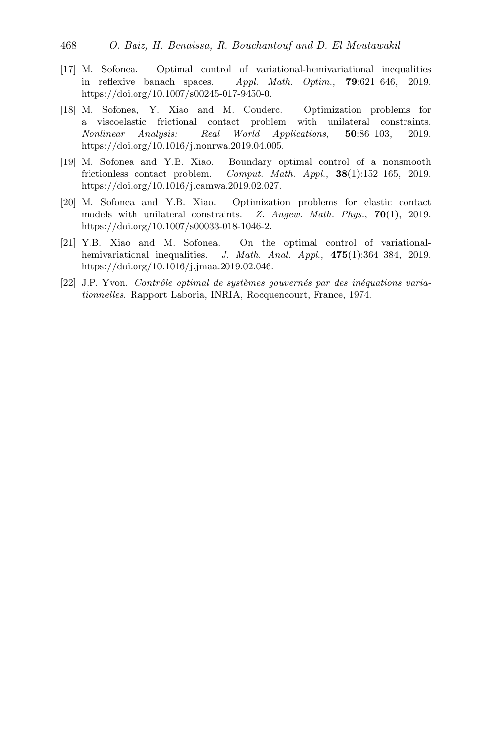[17] M. Sofonea. Optimal control of variational-hemivariational inequalities in reflexive banach spaces. *Appl. Math. Optim.*, **79**:621–646, 2019. https://doi.org/10.1007/s00245-017-9450-0.

[18] M. Sofonea, Y. Xiao and M. Couderc. Optimization problems for a viscoelastic frictional contact problem with unilateral constraints. *Nonlinear Analysis: Real World Applications*, **50**:86–103, 2019. https://doi.org/10.1016/j.nonrwa.2019.04.005.

[19] M. Sofonea and Y.B. Xiao. Boundary optimal control of a nonsmooth frictionless contact problem. *Comput. Math. Appl.*, **38**(1):152–165, 2019. https://doi.org/10.1016/j.camwa.2019.02.027.

[20] M. Sofonea and Y.B. Xiao. Optimization problems for elastic contact models with unilateral constraints. *Z. Angew. Math. Phys.*, **70**(1), 2019. https://doi.org/10.1007/s00033-018-1046-2.

[21] Y.B. Xiao and M. Sofonea. On the optimal control of variational-hemivariational inequalities. *J. Math. Anal. Appl.*, **475**(1):364–384, 2019. https://doi.org/10.1016/j.jmaa.2019.02.046.

[22] J.P. Yvon. *Contrôle optimal de systèmes gouvernés par des inéquations variationnelles*. Rapport Laboria, INRIA, Rocquencourt, France, 1974.